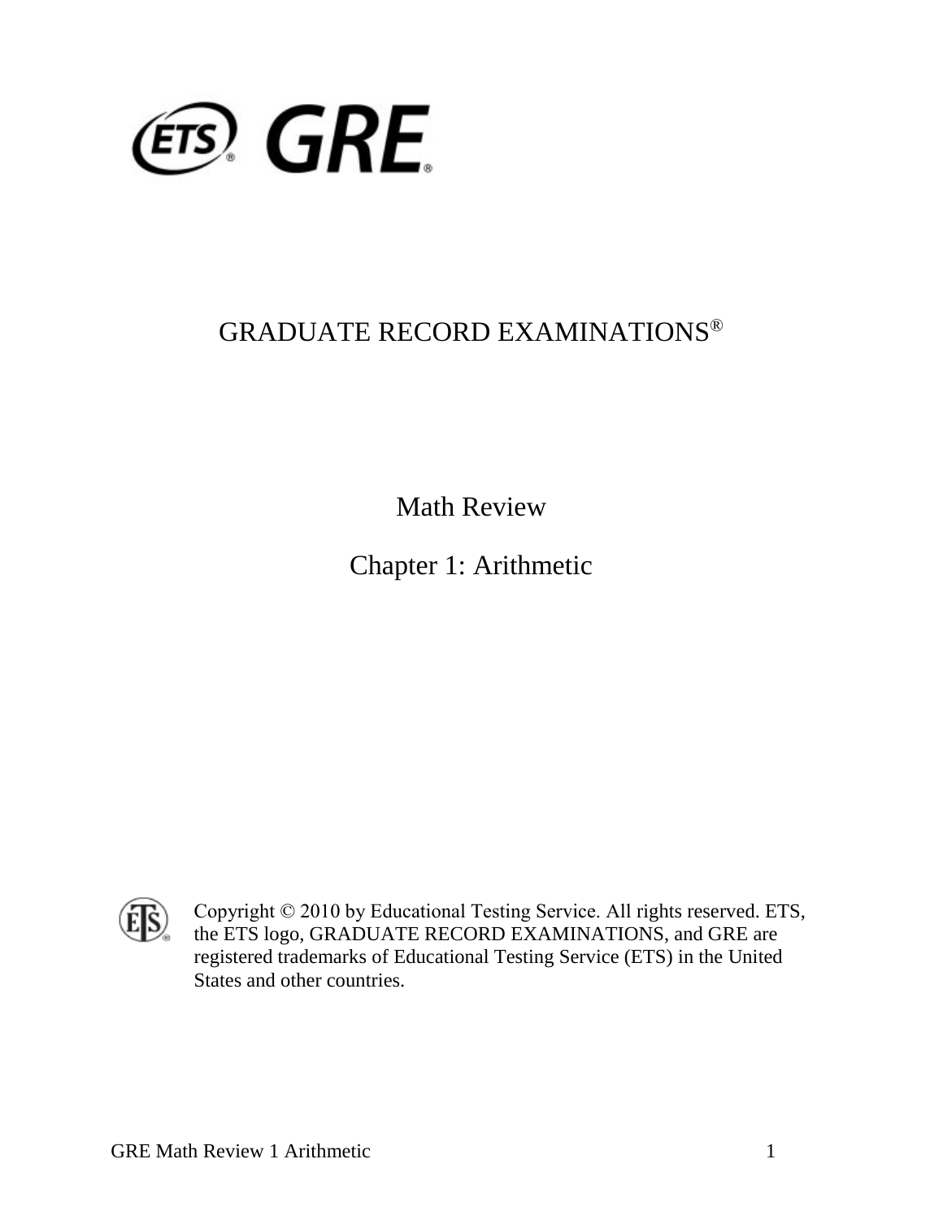# GRADUATE RECORD EXAMINATIONS®

## Math Review

## Chapter 1: Arithmetic

Copyright © 2010 by Educational Testing Service. All rights reserved. ETS, the ETS logo, GRADUATE RECORD EXAMINATIONS, and GRE are registered trademarks of Educational Testing Service (ETS) in the United States and other countries.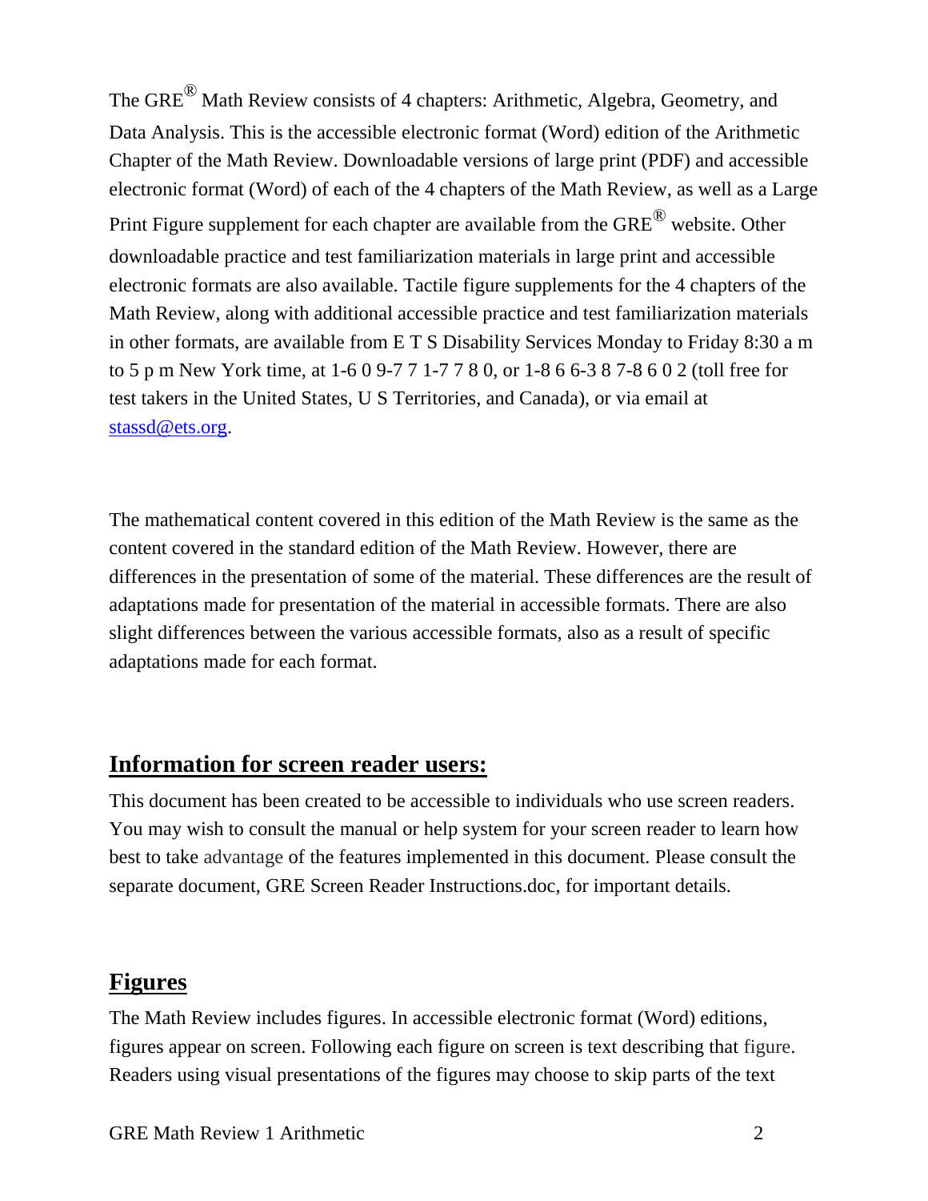The GRE® Math Review consists of 4 chapters: Arithmetic, Algebra, Geometry, and Data Analysis. This is the accessible electronic format (Word) edition of the Arithmetic Chapter of the Math Review. Downloadable versions of large print (PDF) and accessible electronic format (Word) of each of the 4 chapters of the Math Review, as well as a Large Print Figure supplement for each chapter are available from the GRE® website. Other downloadable practice and test familiarization materials in large print and accessible electronic formats are also available. Tactile figure supplements for the 4 chapters of the Math Review, along with additional accessible practice and test familiarization materials in other formats, are available from E T S Disability Services Monday to Friday 8:30 a m to 5 p m New York time, at 1-6 0 9-7 7 1-7 7 8 0, or 1-8 6 6-3 8 7-8 6 0 2 (toll free for test takers in the United States, U S Territories, and Canada), or via email at stassd@ets.org.

The mathematical content covered in this edition of the Math Review is the same as the content covered in the standard edition of the Math Review. However, there are differences in the presentation of some of the material. These differences are the result of adaptations made for presentation of the material in accessible formats. There are also slight differences between the various accessible formats, also as a result of specific adaptations made for each format.

## Information for screen reader users:

This document has been created to be accessible to individuals who use screen readers. You may wish to consult the manual or help system for your screen reader to learn how best to take advantage of the features implemented in this document. Please consult the separate document, GRE Screen Reader Instructions.doc, for important details.

## Figures

The Math Review includes figures. In accessible electronic format (Word) editions, figures appear on screen. Following each figure on screen is text describing that figure. Readers using visual presentations of the figures may choose to skip parts of the text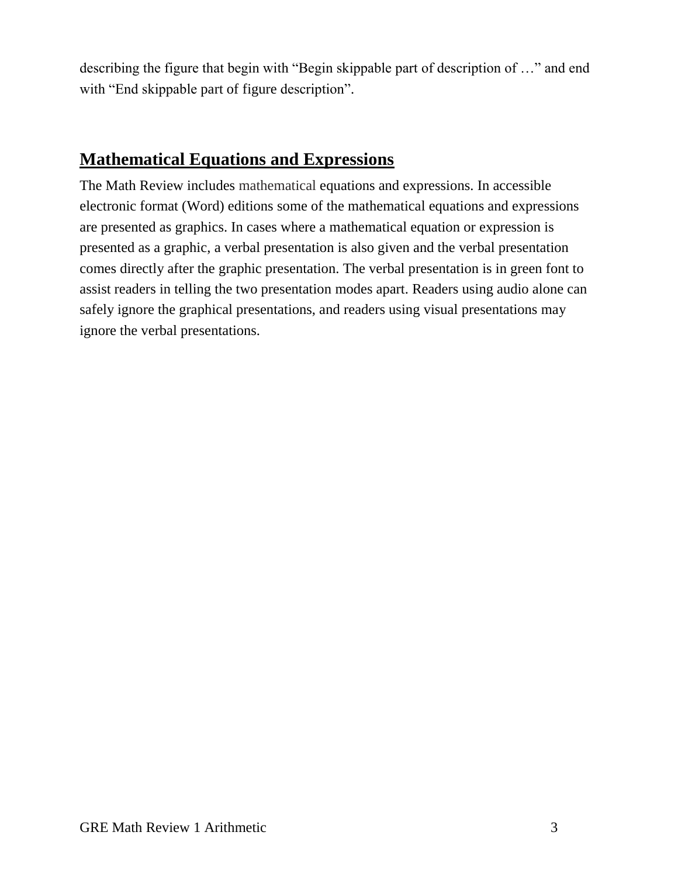describing the figure that begin with “Begin skippable part of description of …” and end with “End skippable part of figure description”.

## Mathematical Equations and Expressions

The Math Review includes mathematical equations and expressions. In accessible electronic format (Word) editions some of the mathematical equations and expressions are presented as graphics. In cases where a mathematical equation or expression is presented as a graphic, a verbal presentation is also given and the verbal presentation comes directly after the graphic presentation. The verbal presentation is in green font to assist readers in telling the two presentation modes apart. Readers using audio alone can safely ignore the graphical presentations, and readers using visual presentations may ignore the verbal presentations.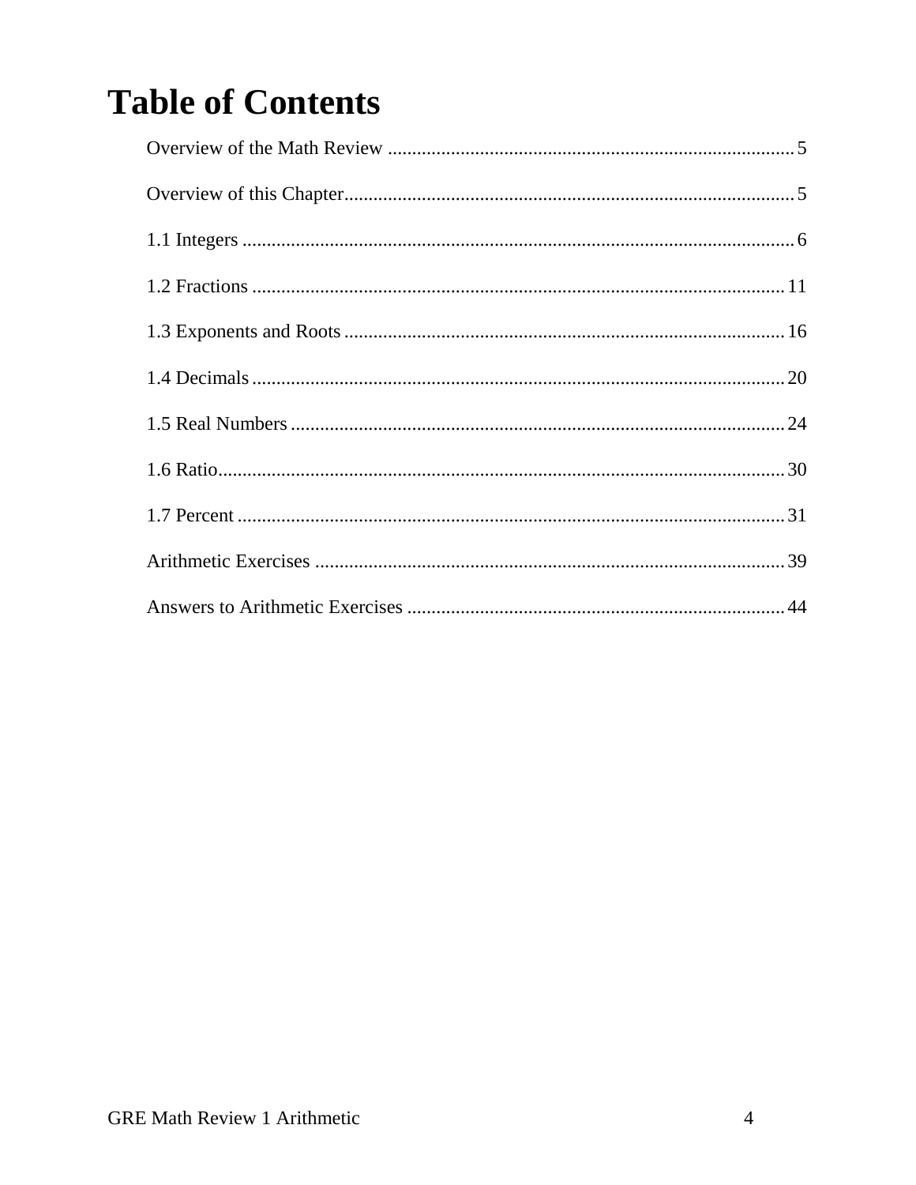# Table of Contents

Overview of the Math Review .................................................................................... 5

Overview of this Chapter........................................................................................... 5

1.1 Integers ................................................................................................................ 6

1.2 Fractions ............................................................................................................. 11

1.3 Exponents and Roots .......................................................................................... 16

1.4 Decimals ............................................................................................................. 20

1.5 Real Numbers ..................................................................................................... 24

1.6 Ratio.................................................................................................................... 30

1.7 Percent ................................................................................................................ 31

Arithmetic Exercises ................................................................................................ 39

Answers to Arithmetic Exercises ............................................................................. 44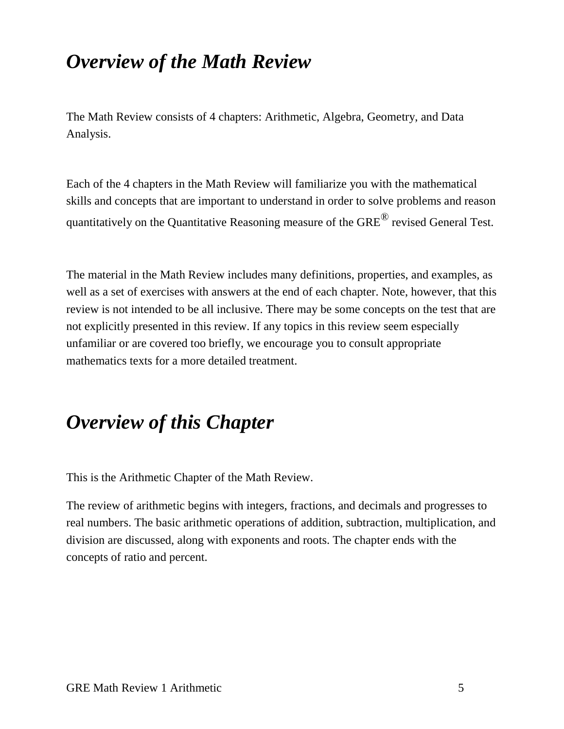# *Overview of the Math Review*

The Math Review consists of 4 chapters: Arithmetic, Algebra, Geometry, and Data Analysis.

Each of the 4 chapters in the Math Review will familiarize you with the mathematical skills and concepts that are important to understand in order to solve problems and reason quantitatively on the Quantitative Reasoning measure of the GRE® revised General Test.

The material in the Math Review includes many definitions, properties, and examples, as well as a set of exercises with answers at the end of each chapter. Note, however, that this review is not intended to be all inclusive. There may be some concepts on the test that are not explicitly presented in this review. If any topics in this review seem especially unfamiliar or are covered too briefly, we encourage you to consult appropriate mathematics texts for a more detailed treatment.

# *Overview of this Chapter*

This is the Arithmetic Chapter of the Math Review.

The review of arithmetic begins with integers, fractions, and decimals and progresses to real numbers. The basic arithmetic operations of addition, subtraction, multiplication, and division are discussed, along with exponents and roots. The chapter ends with the concepts of ratio and percent.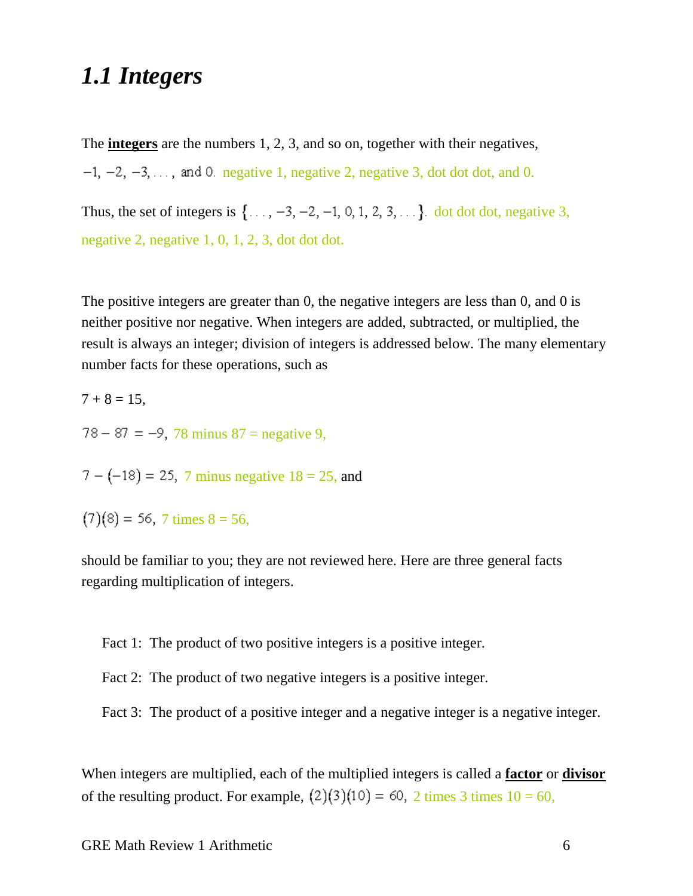## *1.1 Integers*

The **integers** are the numbers 1, 2, 3, and so on, together with their negatives,

$-1, -2, -3, \ldots,$ and $0.$ negative 1, negative 2, negative 3, dot dot dot, and 0.

Thus, the set of integers is $\{\ldots, -3, -2, -1, 0, 1, 2, 3, \ldots\}.$ dot dot dot, negative 3, negative 2, negative 1, 0, 1, 2, 3, dot dot dot.

The positive integers are greater than 0, the negative integers are less than 0, and 0 is neither positive nor negative. When integers are added, subtracted, or multiplied, the result is always an integer; division of integers is addressed below. The many elementary number facts for these operations, such as

7 + 8 = 15,

$78 - 87 = -9,$ 78 minus 87 = negative 9,

$7 - (-18) = 25,$ 7 minus negative 18 = 25, and

$(7)(8) = 56,$ 7 times 8 = 56,

should be familiar to you; they are not reviewed here. Here are three general facts regarding multiplication of integers.

Fact 1: The product of two positive integers is a positive integer.

Fact 2: The product of two negative integers is a positive integer.

Fact 3: The product of a positive integer and a negative integer is a negative integer.

When integers are multiplied, each of the multiplied integers is called a **factor** or **divisor** of the resulting product. For example, $(2)(3)(10) = 60,$ 2 times 3 times 10 = 60,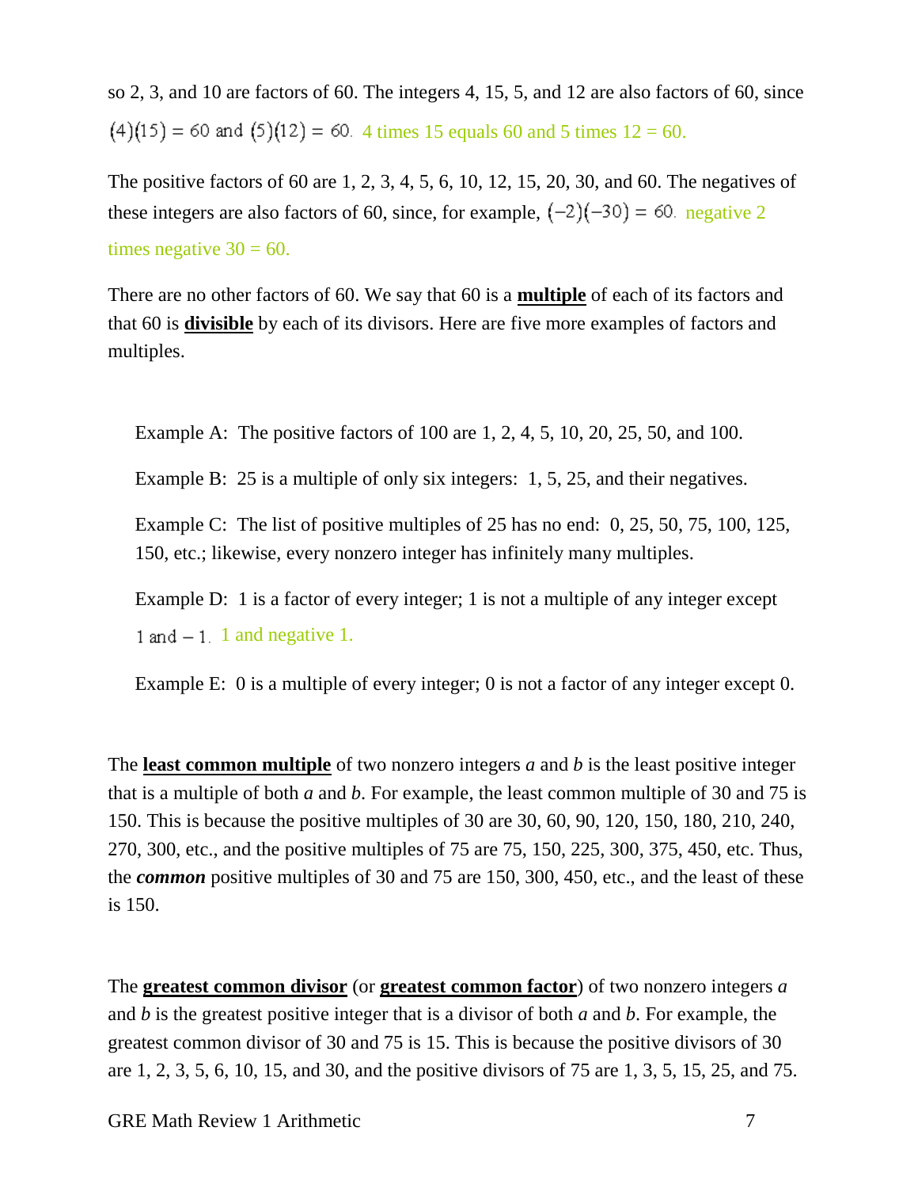so 2, 3, and 10 are factors of 60. The integers 4, 15, 5, and 12 are also factors of 60, since $(4)(15) = 60$ and $(5)(12) = 60$. 4 times 15 equals 60 and 5 times 12 = 60.

The positive factors of 60 are 1, 2, 3, 4, 5, 6, 10, 12, 15, 20, 30, and 60. The negatives of these integers are also factors of 60, since, for example, $(-2)(-30) = 60$. negative 2 times negative 30 = 60.

There are no other factors of 60. We say that 60 is a **multiple** of each of its factors and that 60 is **divisible** by each of its divisors. Here are five more examples of factors and multiples.

Example A: The positive factors of 100 are 1, 2, 4, 5, 10, 20, 25, 50, and 100.

Example B: 25 is a multiple of only six integers: 1, 5, 25, and their negatives.

Example C: The list of positive multiples of 25 has no end: 0, 25, 50, 75, 100, 125, 150, etc.; likewise, every nonzero integer has infinitely many multiples.

Example D: 1 is a factor of every integer; 1 is not a multiple of any integer except $1$ and $-1$. 1 and negative 1.

Example E: 0 is a multiple of every integer; 0 is not a factor of any integer except 0.

The **least common multiple** of two nonzero integers $a$ and $b$ is the least positive integer that is a multiple of both $a$ and $b$. For example, the least common multiple of 30 and 75 is 150. This is because the positive multiples of 30 are 30, 60, 90, 120, 150, 180, 210, 240, 270, 300, etc., and the positive multiples of 75 are 75, 150, 225, 300, 375, 450, etc. Thus, the ***common*** positive multiples of 30 and 75 are 150, 300, 450, etc., and the least of these is 150.

The **greatest common divisor** (or **greatest common factor**) of two nonzero integers $a$ and $b$ is the greatest positive integer that is a divisor of both $a$ and $b$. For example, the greatest common divisor of 30 and 75 is 15. This is because the positive divisors of 30 are 1, 2, 3, 5, 6, 10, 15, and 30, and the positive divisors of 75 are 1, 3, 5, 15, 25, and 75.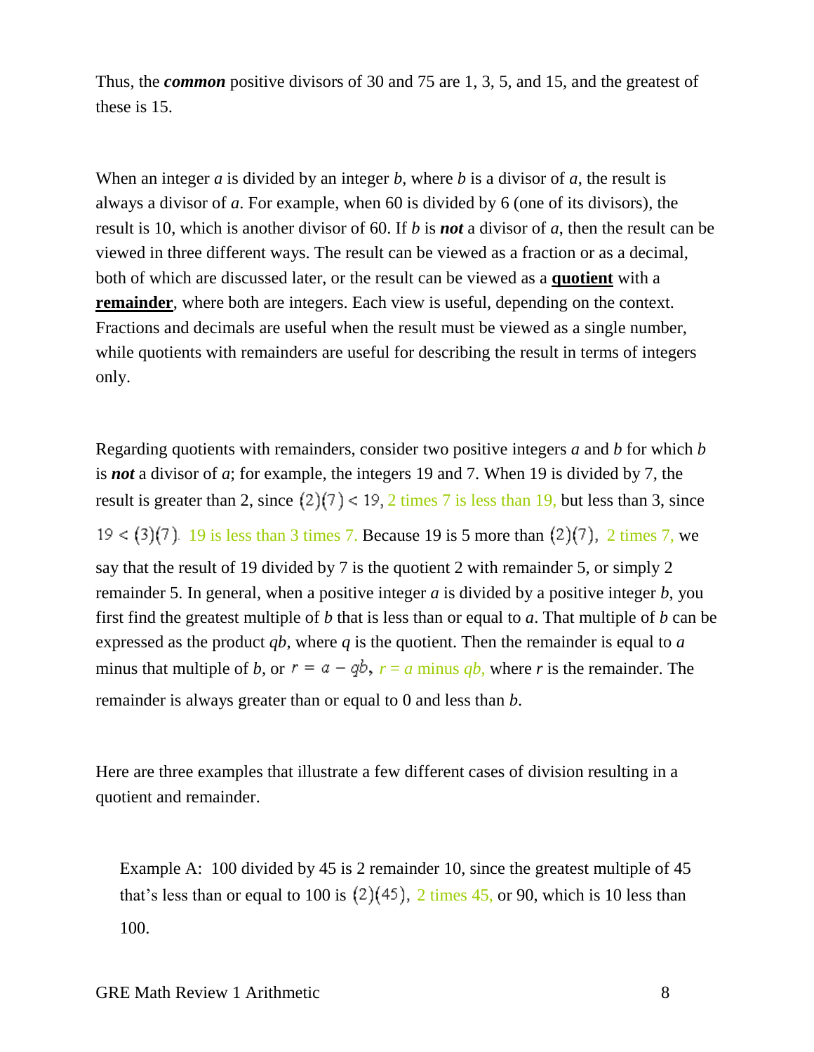Thus, the ***common*** positive divisors of 30 and 75 are 1, 3, 5, and 15, and the greatest of these is 15.

When an integer $a$ is divided by an integer $b$, where $b$ is a divisor of $a$, the result is always a divisor of $a$. For example, when 60 is divided by 6 (one of its divisors), the result is 10, which is another divisor of 60. If $b$ is ***not*** a divisor of $a$, then the result can be viewed in three different ways. The result can be viewed as a fraction or as a decimal, both of which are discussed later, or the result can be viewed as a **quotient** with a **remainder**, where both are integers. Each view is useful, depending on the context. Fractions and decimals are useful when the result must be viewed as a single number, while quotients with remainders are useful for describing the result in terms of integers only.

Regarding quotients with remainders, consider two positive integers $a$ and $b$ for which $b$ is ***not*** a divisor of $a$; for example, the integers 19 and 7. When 19 is divided by 7, the result is greater than 2, since $(2)(7) < 19$, 2 times 7 is less than 19, but less than 3, since $19 < (3)(7)$. 19 is less than 3 times 7. Because 19 is 5 more than $(2)(7)$, 2 times 7, we say that the result of 19 divided by 7 is the quotient 2 with remainder 5, or simply 2 remainder 5. In general, when a positive integer $a$ is divided by a positive integer $b$, you first find the greatest multiple of $b$ that is less than or equal to $a$. That multiple of $b$ can be expressed as the product $qb$, where $q$ is the quotient. Then the remainder is equal to $a$ minus that multiple of $b$, or $r = a - qb$, $r = a$ minus $qb$, where $r$ is the remainder. The remainder is always greater than or equal to 0 and less than $b$.

Here are three examples that illustrate a few different cases of division resulting in a quotient and remainder.

Example A: 100 divided by 45 is 2 remainder 10, since the greatest multiple of 45 that's less than or equal to 100 is $(2)(45)$, 2 times 45, or 90, which is 10 less than 100.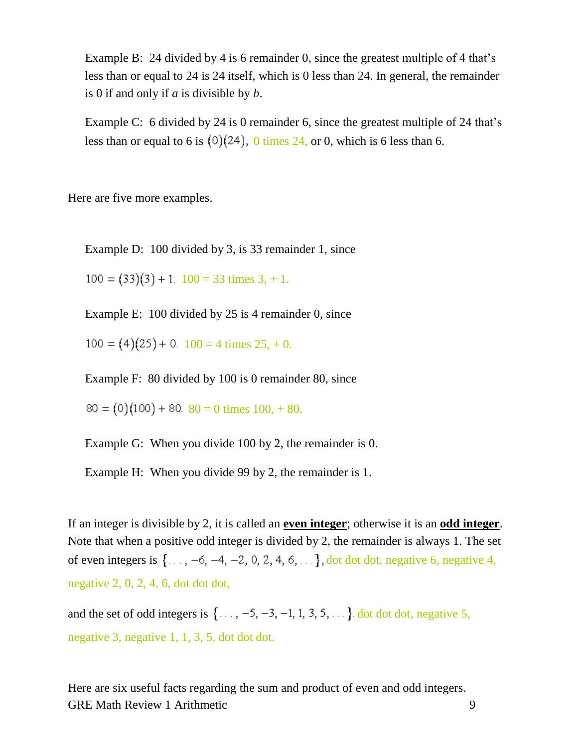Example B: 24 divided by 4 is 6 remainder 0, since the greatest multiple of 4 that's less than or equal to 24 is 24 itself, which is 0 less than 24. In general, the remainder is 0 if and only if *a* is divisible by *b*.

Example C: 6 divided by 24 is 0 remainder 6, since the greatest multiple of 24 that's less than or equal to 6 is $(0)(24)$, 0 times 24, or 0, which is 6 less than 6.

Here are five more examples.

Example D: 100 divided by 3, is 33 remainder 1, since

$100 = (33)(3) + 1.$ 100 = 33 times 3, + 1.

Example E: 100 divided by 25 is 4 remainder 0, since

$100 = (4)(25) + 0.$ 100 = 4 times 25, + 0.

Example F: 80 divided by 100 is 0 remainder 80, since

$80 = (0)(100) + 80.$ 80 = 0 times 100, + 80.

Example G: When you divide 100 by 2, the remainder is 0.

Example H: When you divide 99 by 2, the remainder is 1.

If an integer is divisible by 2, it is called an **even integer**; otherwise it is an **odd integer**. Note that when a positive odd integer is divided by 2, the remainder is always 1. The set of even integers is $\{\ldots, -6, -4, -2, 0, 2, 4, 6, \ldots\}$, dot dot dot, negative 6, negative 4, negative 2, 0, 2, 4, 6, dot dot dot,

and the set of odd integers is $\{\ldots, -5, -3, -1, 1, 3, 5, \ldots\}$. dot dot dot, negative 5, negative 3, negative 1, 1, 3, 5, dot dot dot.

Here are six useful facts regarding the sum and product of even and odd integers.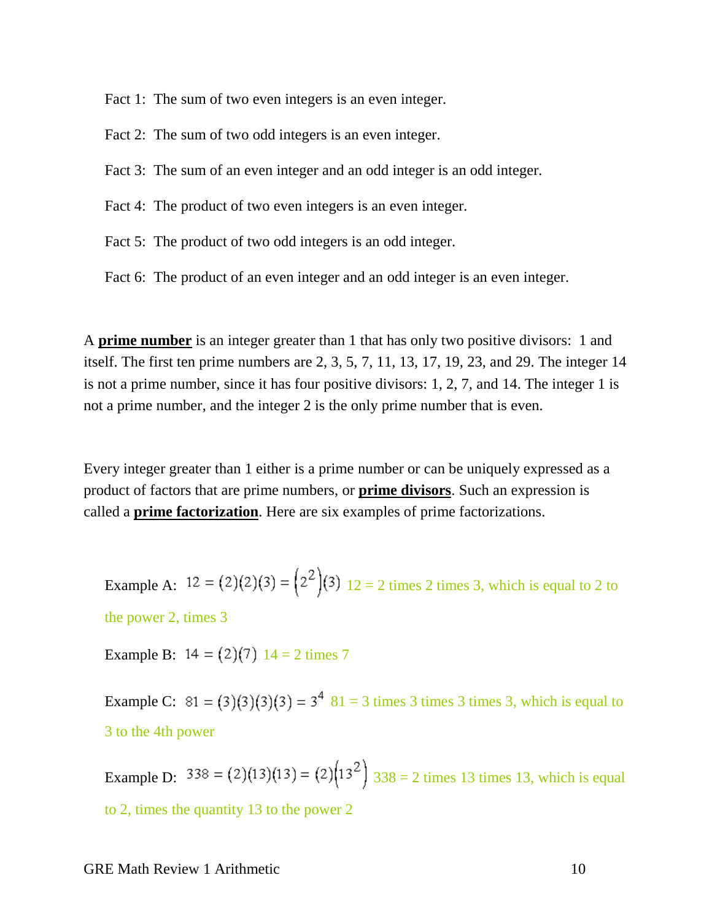Fact 1: The sum of two even integers is an even integer.

Fact 2: The sum of two odd integers is an even integer.

Fact 3: The sum of an even integer and an odd integer is an odd integer.

Fact 4: The product of two even integers is an even integer.

Fact 5: The product of two odd integers is an odd integer.

Fact 6: The product of an even integer and an odd integer is an even integer.

A **prime number** is an integer greater than 1 that has only two positive divisors: 1 and itself. The first ten prime numbers are 2, 3, 5, 7, 11, 13, 17, 19, 23, and 29. The integer 14 is not a prime number, since it has four positive divisors: 1, 2, 7, and 14. The integer 1 is not a prime number, and the integer 2 is the only prime number that is even.

Every integer greater than 1 either is a prime number or can be uniquely expressed as a product of factors that are prime numbers, or **prime divisors**. Such an expression is called a **prime factorization**. Here are six examples of prime factorizations.

Example A: $12 = (2)(2)(3) = \left(2^2\right)(3)$ 12 = 2 times 2 times 3, which is equal to 2 to the power 2, times 3

Example B: $14 = (2)(7)$ 14 = 2 times 7

Example C: $81 = (3)(3)(3)(3) = 3^4$ 81 = 3 times 3 times 3 times 3, which is equal to 3 to the 4th power

Example D: $338 = (2)(13)(13) = (2)\left(13^2\right)$ 338 = 2 times 13 times 13, which is equal to 2, times the quantity 13 to the power 2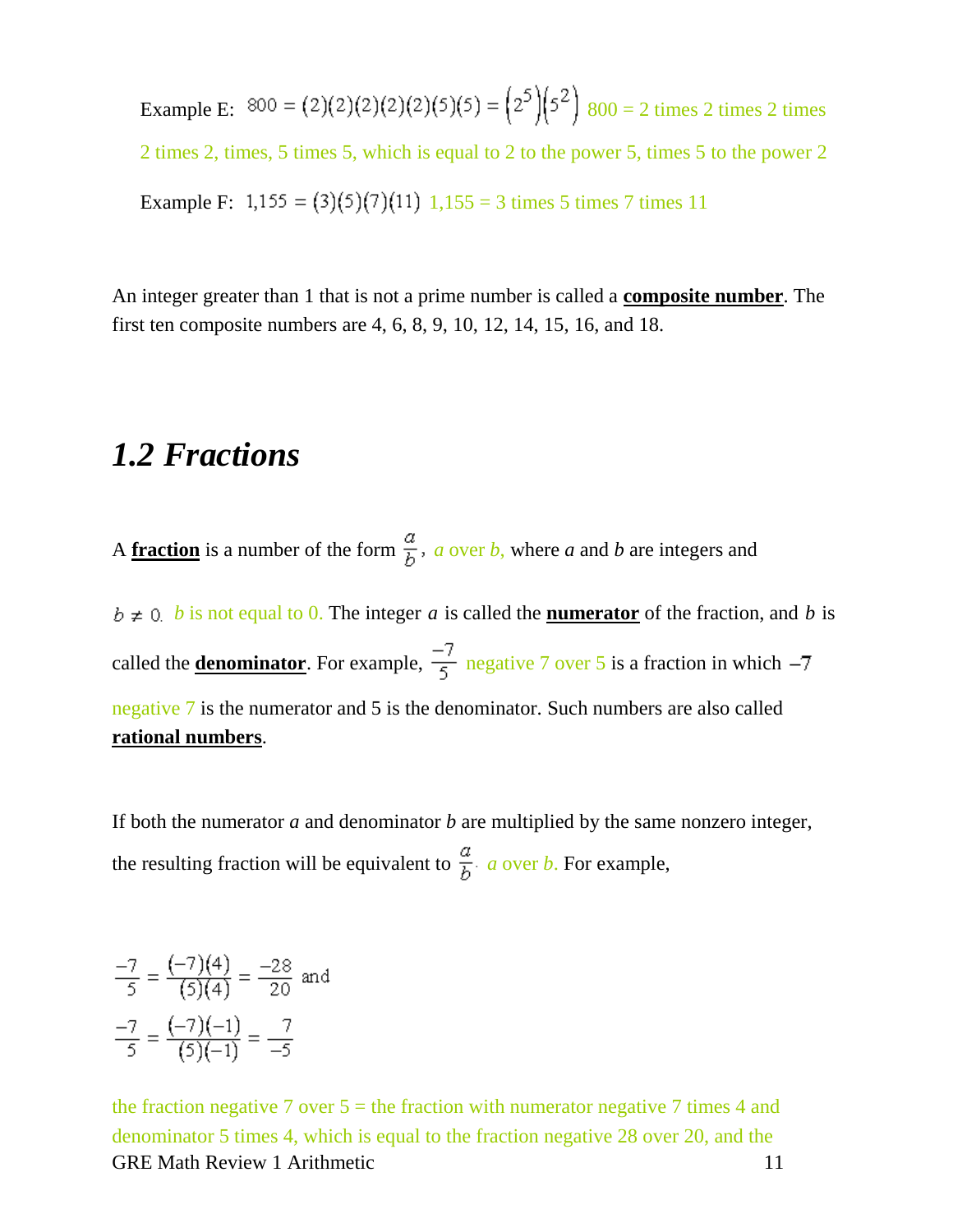Example E: $800 = (2)(2)(2)(2)(2)(5)(5) = (2^5)(5^2)$ 800 = 2 times 2 times 2 times 2, times, 5 times 5, which is equal to 2 to the power 5, times 5 to the power 2

Example F: $1{,}155 = (3)(5)(7)(11)$ 1,155 = 3 times 5 times 7 times 11

An integer greater than 1 that is not a prime number is called a **composite number**. The first ten composite numbers are 4, 6, 8, 9, 10, 12, 14, 15, 16, and 18.

## *1.2 Fractions*

A **fraction** is a number of the form $\frac{a}{b}$, *a* over *b,* where *a* and *b* are integers and $b \neq 0$. *b* is not equal to 0. The integer *a* is called the **numerator** of the fraction, and *b* is called the **denominator**. For example, $\frac{-7}{5}$ negative 7 over 5 is a fraction in which $-7$ negative 7 is the numerator and 5 is the denominator. Such numbers are also called **rational numbers**.

If both the numerator *a* and denominator *b* are multiplied by the same nonzero integer, the resulting fraction will be equivalent to $\frac{a}{b}$. *a* over *b*. For example,

$$\frac{-7}{5} = \frac{(-7)(4)}{(5)(4)} = \frac{-28}{20} \text{ and}$$

$$\frac{-7}{5} = \frac{(-7)(-1)}{(5)(-1)} = \frac{7}{-5}$$

the fraction negative 7 over 5 = the fraction with numerator negative 7 times 4 and denominator 5 times 4, which is equal to the fraction negative 28 over 20, and the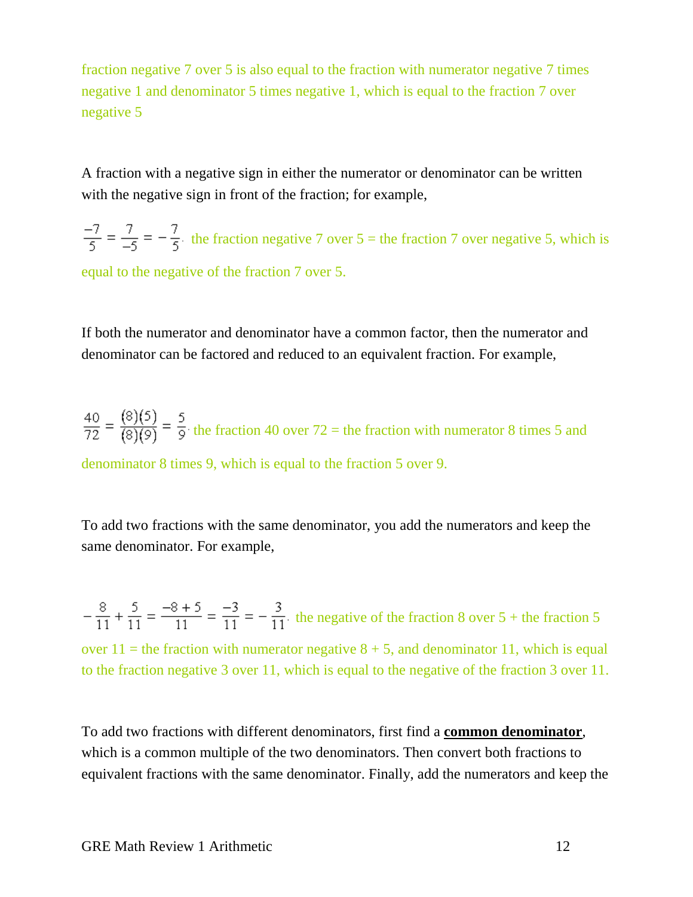fraction negative 7 over 5 is also equal to the fraction with numerator negative 7 times negative 1 and denominator 5 times negative 1, which is equal to the fraction 7 over negative 5

A fraction with a negative sign in either the numerator or denominator can be written with the negative sign in front of the fraction; for example,

$\frac{-7}{5} = \frac{7}{-5} = -\frac{7}{5}$. the fraction negative 7 over 5 = the fraction 7 over negative 5, which is equal to the negative of the fraction 7 over 5.

If both the numerator and denominator have a common factor, then the numerator and denominator can be factored and reduced to an equivalent fraction. For example,

$\frac{40}{72} = \frac{(8)(5)}{(8)(9)} = \frac{5}{9}$. the fraction 40 over 72 = the fraction with numerator 8 times 5 and denominator 8 times 9, which is equal to the fraction 5 over 9.

To add two fractions with the same denominator, you add the numerators and keep the same denominator. For example,

$-\frac{8}{11} + \frac{5}{11} = \frac{-8+5}{11} = \frac{-3}{11} = -\frac{3}{11}$. the negative of the fraction 8 over 5 + the fraction 5 over 11 = the fraction with numerator negative 8 + 5, and denominator 11, which is equal to the fraction negative 3 over 11, which is equal to the negative of the fraction 3 over 11.

To add two fractions with different denominators, first find a **common denominator**, which is a common multiple of the two denominators. Then convert both fractions to equivalent fractions with the same denominator. Finally, add the numerators and keep the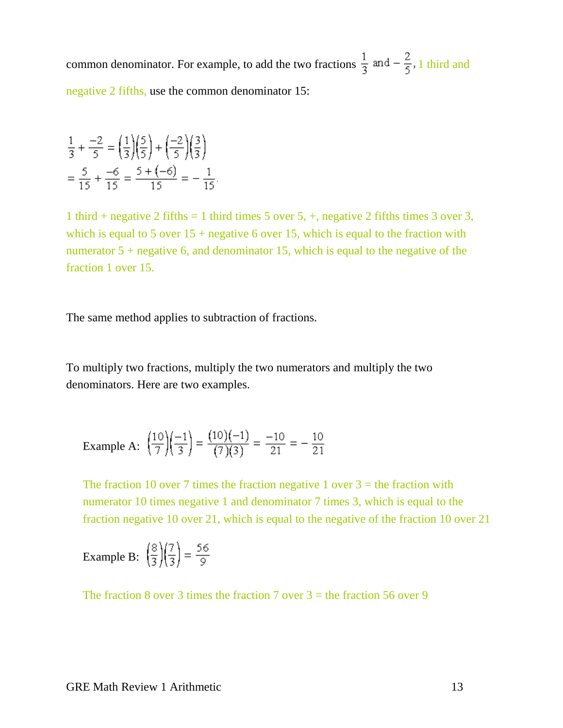common denominator. For example, to add the two fractions $\frac{1}{3}$ and $-\frac{2}{5}$, 1 third and negative 2 fifths, use the common denominator 15:

$$\frac{1}{3} + \frac{-2}{5} = \left(\frac{1}{3}\right)\left(\frac{5}{5}\right) + \left(\frac{-2}{5}\right)\left(\frac{3}{3}\right)$$
$$= \frac{5}{15} + \frac{-6}{15} = \frac{5+(-6)}{15} = -\frac{1}{15}.$$

1 third + negative 2 fifths = 1 third times 5 over 5, +, negative 2 fifths times 3 over 3, which is equal to 5 over 15 + negative 6 over 15, which is equal to the fraction with numerator 5 + negative 6, and denominator 15, which is equal to the negative of the fraction 1 over 15.

The same method applies to subtraction of fractions.

To multiply two fractions, multiply the two numerators and multiply the two denominators. Here are two examples.

Example A: $\left(\frac{10}{7}\right)\left(\frac{-1}{3}\right) = \frac{(10)(-1)}{(7)(3)} = \frac{-10}{21} = -\frac{10}{21}$

The fraction 10 over 7 times the fraction negative 1 over 3 = the fraction with numerator 10 times negative 1 and denominator 7 times 3, which is equal to the fraction negative 10 over 21, which is equal to the negative of the fraction 10 over 21

Example B: $\left(\frac{8}{3}\right)\left(\frac{7}{3}\right) = \frac{56}{9}$

The fraction 8 over 3 times the fraction 7 over 3 = the fraction 56 over 9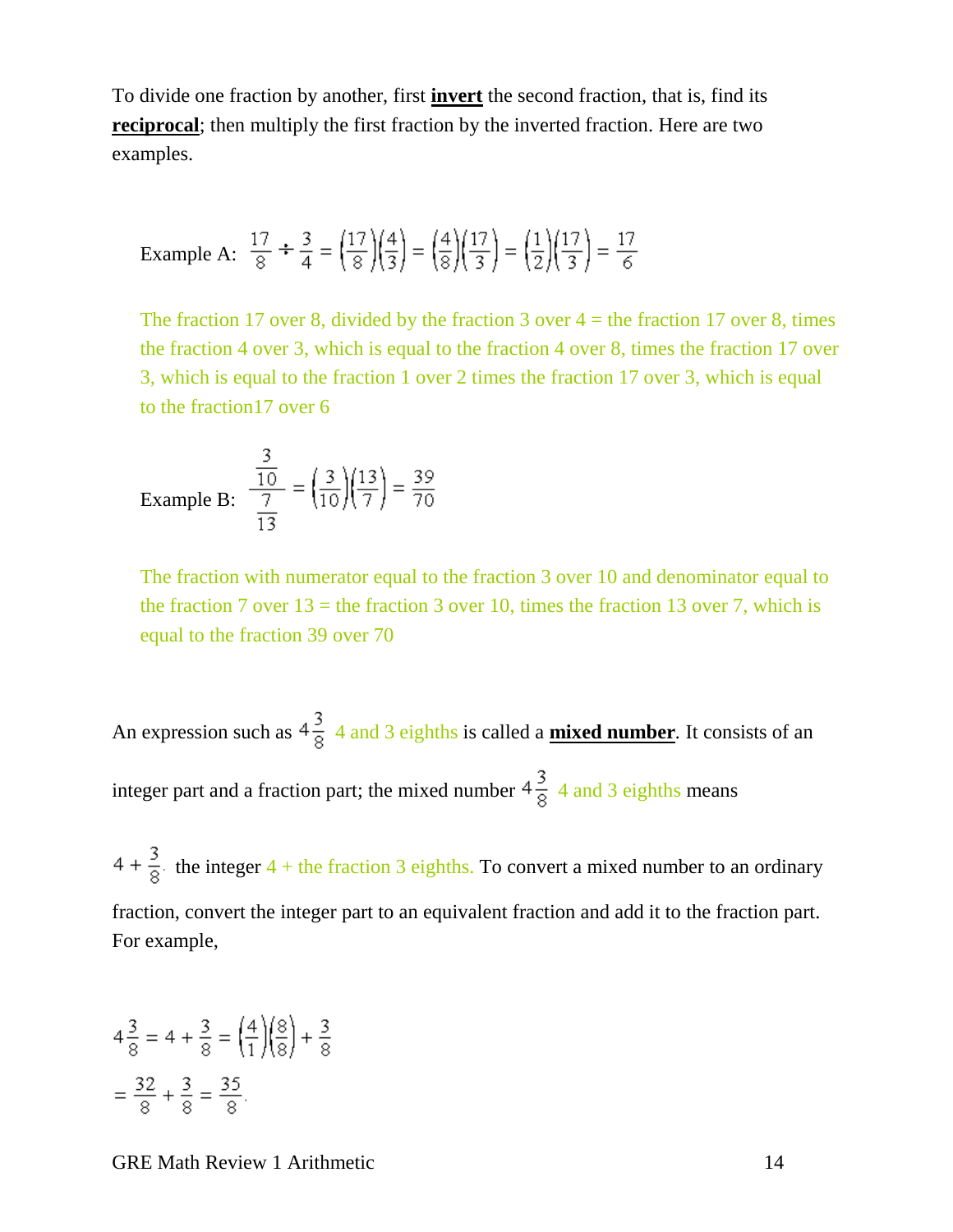To divide one fraction by another, first **invert** the second fraction, that is, find its **reciprocal**; then multiply the first fraction by the inverted fraction. Here are two examples.

Example A: $\frac{17}{8} \div \frac{3}{4} = \left(\frac{17}{8}\right)\left(\frac{4}{3}\right) = \left(\frac{4}{8}\right)\left(\frac{17}{3}\right) = \left(\frac{1}{2}\right)\left(\frac{17}{3}\right) = \frac{17}{6}$

The fraction 17 over 8, divided by the fraction 3 over 4 = the fraction 17 over 8, times the fraction 4 over 3, which is equal to the fraction 4 over 8, times the fraction 17 over 3, which is equal to the fraction 1 over 2 times the fraction 17 over 3, which is equal to the fraction17 over 6

Example B: $\dfrac{\frac{3}{10}}{\frac{7}{13}} = \left(\frac{3}{10}\right)\left(\frac{13}{7}\right) = \frac{39}{70}$

The fraction with numerator equal to the fraction 3 over 10 and denominator equal to the fraction 7 over 13 = the fraction 3 over 10, times the fraction 13 over 7, which is equal to the fraction 39 over 70

An expression such as $4\frac{3}{8}$ 4 and 3 eighths is called a **mixed number**. It consists of an integer part and a fraction part; the mixed number $4\frac{3}{8}$ 4 and 3 eighths means $4 + \frac{3}{8}$ the integer 4 + the fraction 3 eighths. To convert a mixed number to an ordinary fraction, convert the integer part to an equivalent fraction and add it to the fraction part. For example,

$$4\frac{3}{8} = 4 + \frac{3}{8} = \left(\frac{4}{1}\right)\left(\frac{8}{8}\right) + \frac{3}{8}$$

$$= \frac{32}{8} + \frac{3}{8} = \frac{35}{8}.$$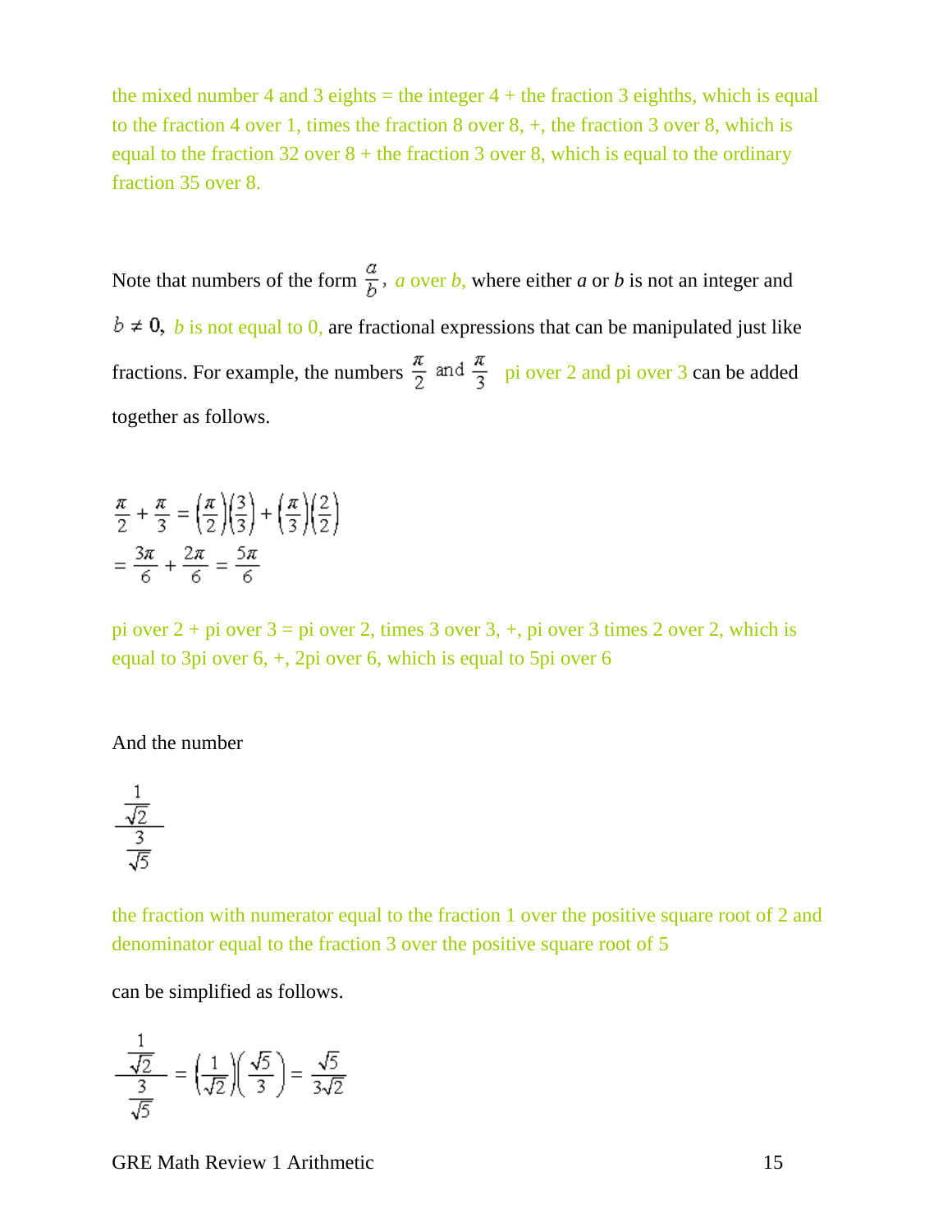the mixed number 4 and 3 eights = the integer 4 + the fraction 3 eighths, which is equal to the fraction 4 over 1, times the fraction 8 over 8, +, the fraction 3 over 8, which is equal to the fraction 32 over 8 + the fraction 3 over 8, which is equal to the ordinary fraction 35 over 8.

Note that numbers of the form $\frac{a}{b}$, a over b, where either $a$ or $b$ is not an integer and $b \neq 0$, b is not equal to 0, are fractional expressions that can be manipulated just like fractions. For example, the numbers $\frac{\pi}{2}$ and $\frac{\pi}{3}$ pi over 2 and pi over 3 can be added together as follows.

$$\frac{\pi}{2} + \frac{\pi}{3} = \left(\frac{\pi}{2}\right)\left(\frac{3}{3}\right) + \left(\frac{\pi}{3}\right)\left(\frac{2}{2}\right)$$
$$= \frac{3\pi}{6} + \frac{2\pi}{6} = \frac{5\pi}{6}$$

pi over 2 + pi over 3 = pi over 2, times 3 over 3, +, pi over 3 times 2 over 2, which is equal to 3pi over 6, +, 2pi over 6, which is equal to 5pi over 6

And the number

$$\frac{\frac{1}{\sqrt{2}}}{\frac{3}{\sqrt{5}}}$$

the fraction with numerator equal to the fraction 1 over the positive square root of 2 and denominator equal to the fraction 3 over the positive square root of 5

can be simplified as follows.

$$\frac{\frac{1}{\sqrt{2}}}{\frac{3}{\sqrt{5}}} = \left(\frac{1}{\sqrt{2}}\right)\left(\frac{\sqrt{5}}{3}\right) = \frac{\sqrt{5}}{3\sqrt{2}}$$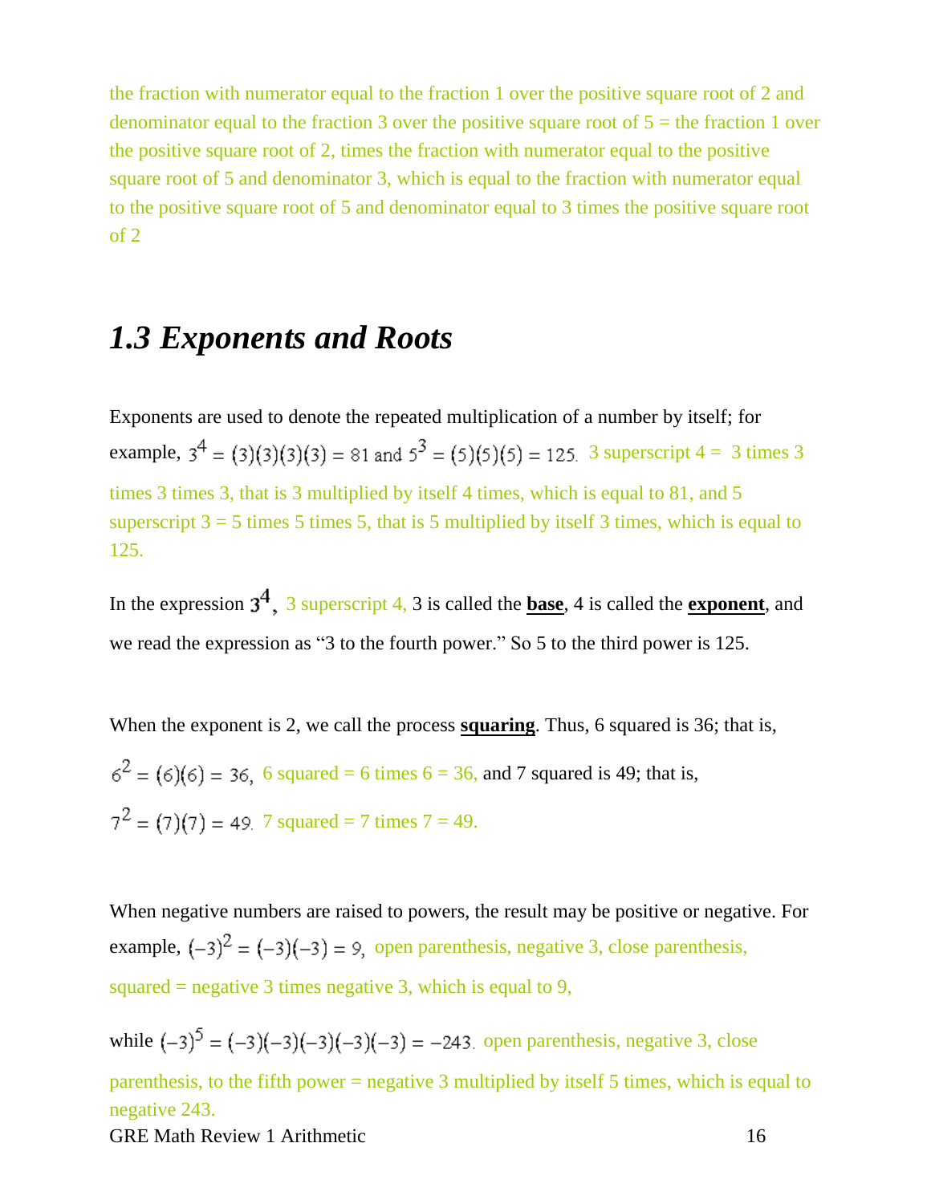the fraction with numerator equal to the fraction 1 over the positive square root of 2 and denominator equal to the fraction 3 over the positive square root of 5 = the fraction 1 over the positive square root of 2, times the fraction with numerator equal to the positive square root of 5 and denominator 3, which is equal to the fraction with numerator equal to the positive square root of 5 and denominator equal to 3 times the positive square root of 2

## *1.3 Exponents and Roots*

Exponents are used to denote the repeated multiplication of a number by itself; for example, $3^4 = (3)(3)(3)(3) = 81$ and $5^3 = (5)(5)(5) = 125$. 3 superscript 4 = 3 times 3 times 3 times 3, that is 3 multiplied by itself 4 times, which is equal to 81, and 5 superscript 3 = 5 times 5 times 5, that is 5 multiplied by itself 3 times, which is equal to 125.

In the expression $3^4$, 3 superscript 4, 3 is called the **base**, 4 is called the **exponent**, and we read the expression as "3 to the fourth power." So 5 to the third power is 125.

When the exponent is 2, we call the process **squaring**. Thus, 6 squared is 36; that is, $6^2 = (6)(6) = 36$, 6 squared = 6 times 6 = 36, and 7 squared is 49; that is, $7^2 = (7)(7) = 49$. 7 squared = 7 times 7 = 49.

When negative numbers are raised to powers, the result may be positive or negative. For example, $(-3)^2 = (-3)(-3) = 9$, open parenthesis, negative 3, close parenthesis, squared = negative 3 times negative 3, which is equal to 9,

while $(-3)^5 = (-3)(-3)(-3)(-3)(-3) = -243$. open parenthesis, negative 3, close parenthesis, to the fifth power = negative 3 multiplied by itself 5 times, which is equal to negative 243.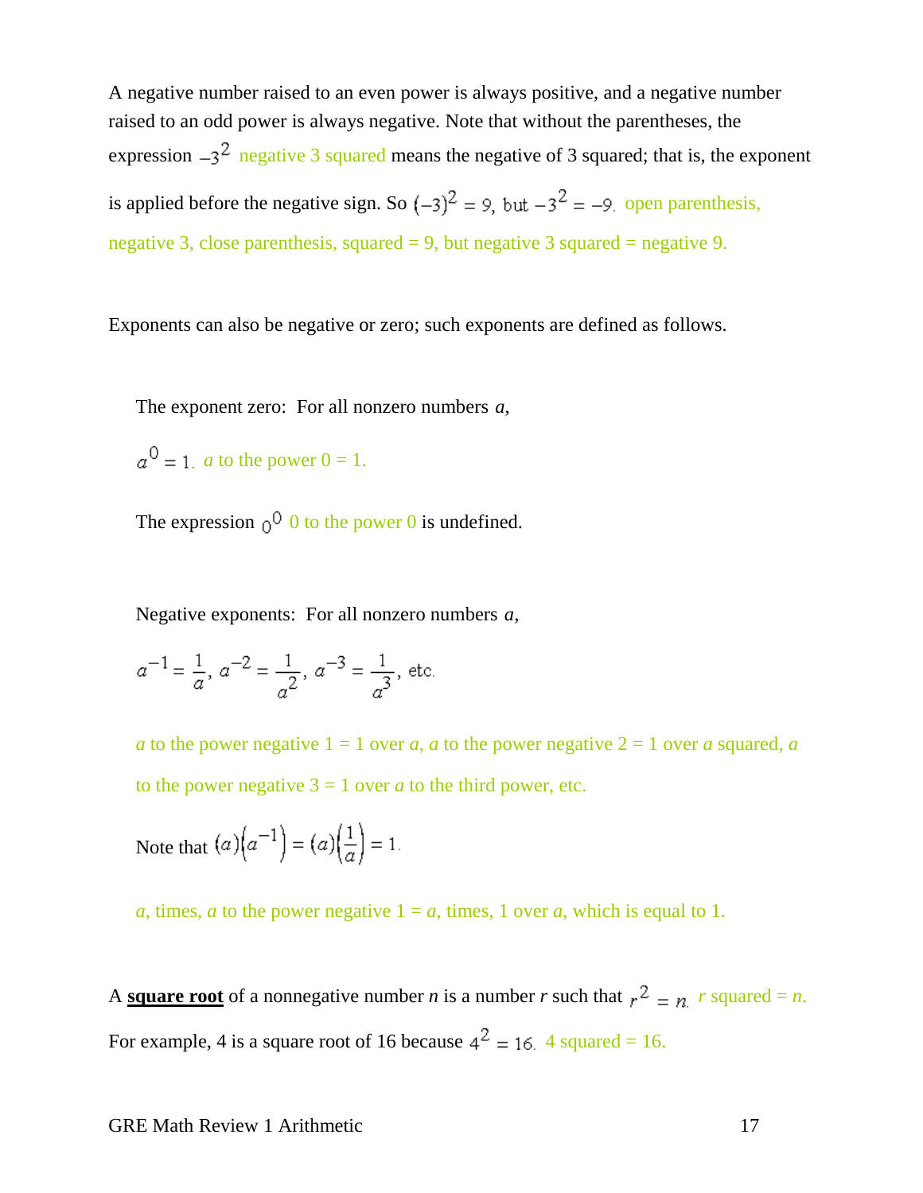A negative number raised to an even power is always positive, and a negative number raised to an odd power is always negative. Note that without the parentheses, the expression $-3^2$ negative 3 squared means the negative of 3 squared; that is, the exponent is applied before the negative sign. So $(-3)^2 = 9$, but $-3^2 = -9$. open parenthesis, negative 3, close parenthesis, squared = 9, but negative 3 squared = negative 9.

Exponents can also be negative or zero; such exponents are defined as follows.

The exponent zero: For all nonzero numbers $a$,

$a^0 = 1$. $a$ to the power 0 = 1.

The expression $0^0$ 0 to the power 0 is undefined.

Negative exponents: For all nonzero numbers $a$,

$$a^{-1} = \frac{1}{a},\ a^{-2} = \frac{1}{a^2},\ a^{-3} = \frac{1}{a^3}, \text{ etc.}$$

$a$ to the power negative 1 = 1 over $a$, $a$ to the power negative 2 = 1 over $a$ squared, $a$ to the power negative 3 = 1 over $a$ to the third power, etc.

Note that $(a)\left(a^{-1}\right) = (a)\left(\frac{1}{a}\right) = 1$.

$a$, times, $a$ to the power negative 1 = $a$, times, 1 over $a$, which is equal to 1.

A **square root** of a nonnegative number $n$ is a number $r$ such that $r^2 = n$. $r$ squared = $n$. For example, 4 is a square root of 16 because $4^2 = 16$. 4 squared = 16.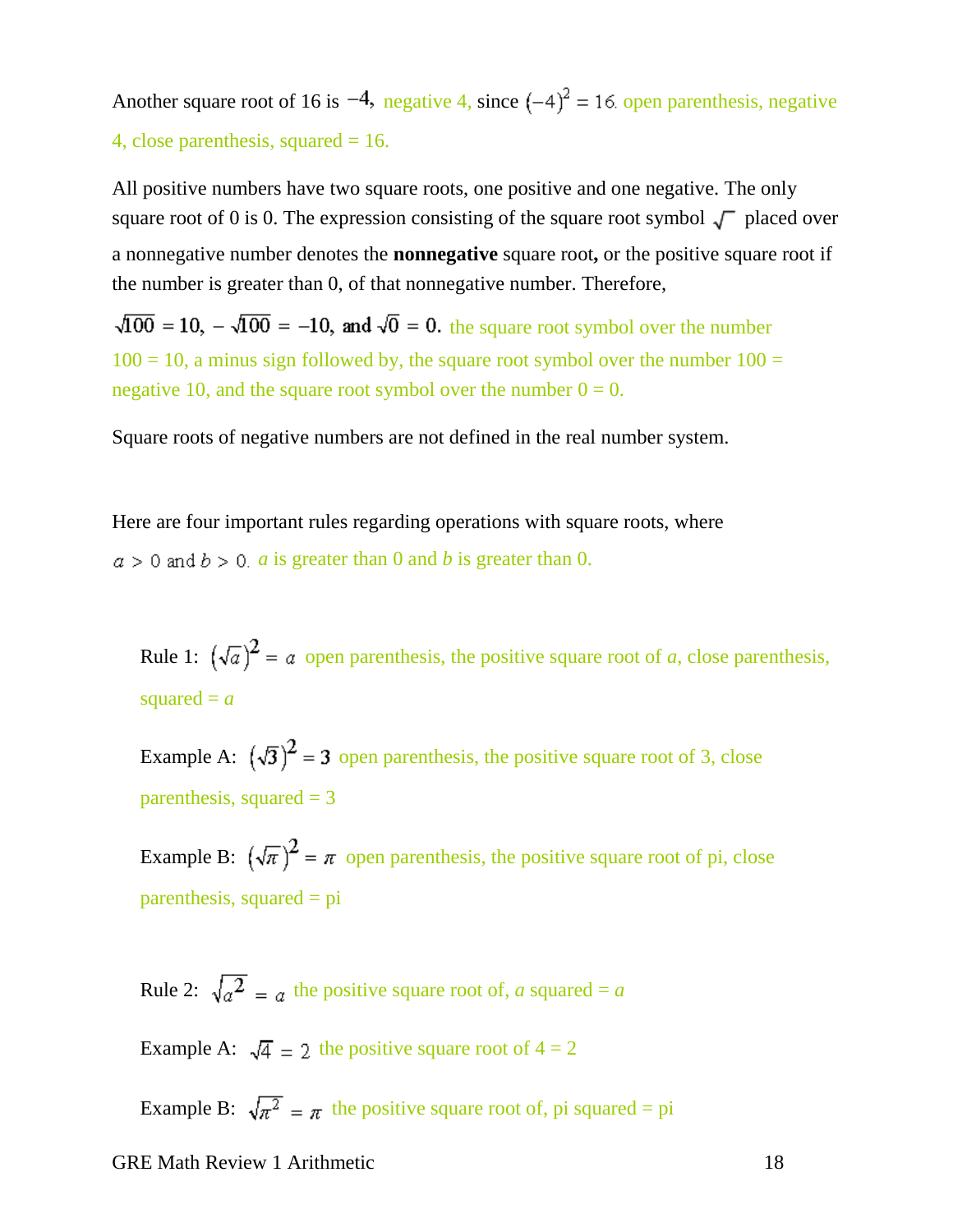Another square root of 16 is $-4$, negative 4, since $(-4)^2 = 16$. open parenthesis, negative 4, close parenthesis, squared = 16.

All positive numbers have two square roots, one positive and one negative. The only square root of 0 is 0. The expression consisting of the square root symbol $\sqrt{\phantom{x}}$ placed over a nonnegative number denotes the **nonnegative** square root**,** or the positive square root if the number is greater than 0, of that nonnegative number. Therefore,

$\sqrt{100} = 10$, $-\sqrt{100} = -10$, and $\sqrt{0} = 0$. the square root symbol over the number 100 = 10, a minus sign followed by, the square root symbol over the number 100 = negative 10, and the square root symbol over the number 0 = 0.

Square roots of negative numbers are not defined in the real number system.

Here are four important rules regarding operations with square roots, where $a > 0$ and $b > 0$. *a* is greater than 0 and *b* is greater than 0.

Rule 1: $\left(\sqrt{a}\right)^2 = a$ open parenthesis, the positive square root of *a*, close parenthesis, squared = *a*

Example A: $\left(\sqrt{3}\right)^2 = 3$ open parenthesis, the positive square root of 3, close parenthesis, squared = 3

Example B: $\left(\sqrt{\pi}\right)^2 = \pi$ open parenthesis, the positive square root of pi, close parenthesis, squared = pi

Rule 2: $\sqrt{a^2} = a$ the positive square root of, *a* squared = *a*

Example A: $\sqrt{4} = 2$ the positive square root of 4 = 2

Example B: $\sqrt{\pi^2} = \pi$ the positive square root of, pi squared = pi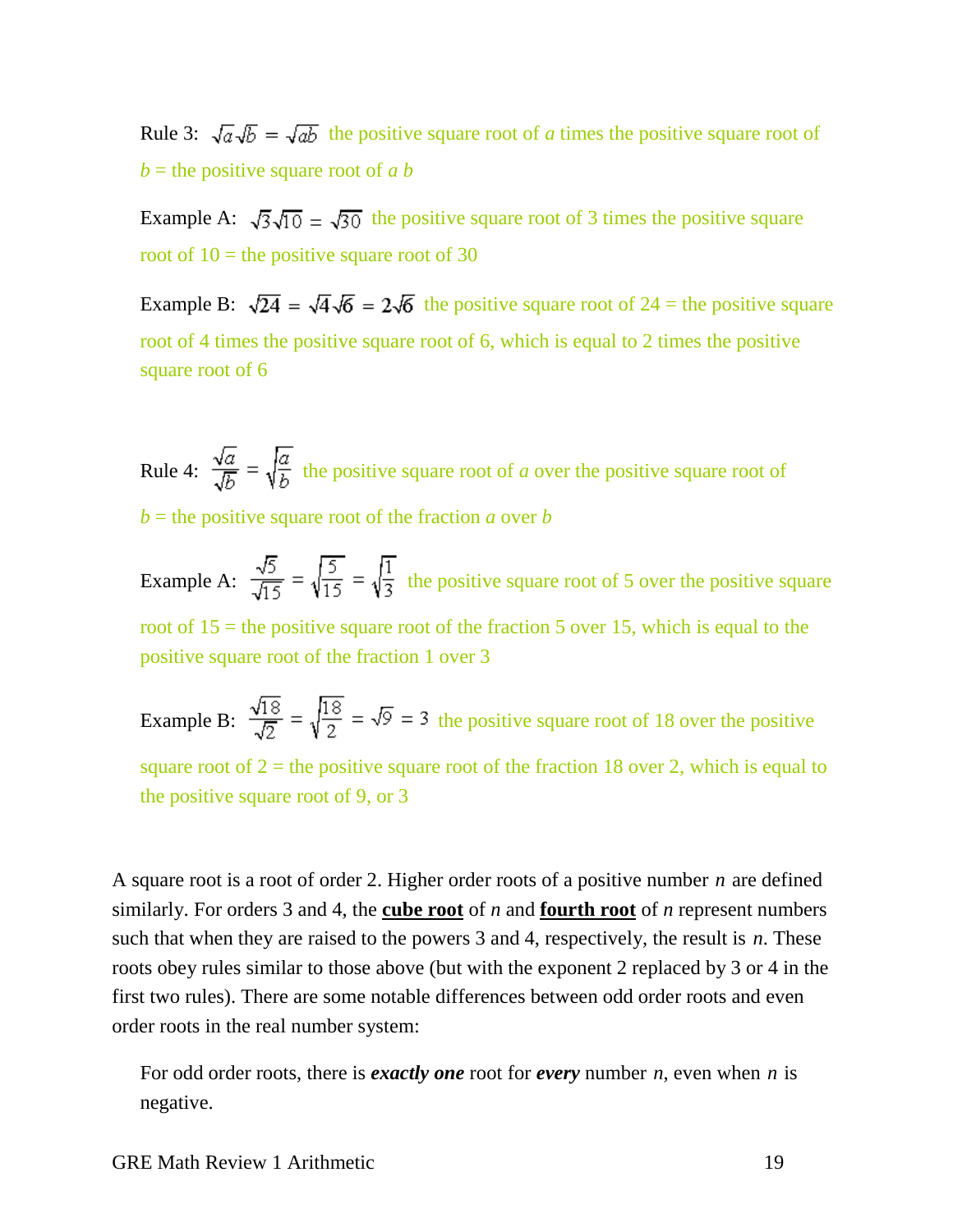Rule 3: $\sqrt{a}\sqrt{b} = \sqrt{ab}$ the positive square root of $a$ times the positive square root of $b$ = the positive square root of $a$ $b$

Example A: $\sqrt{3}\sqrt{10} = \sqrt{30}$ the positive square root of 3 times the positive square root of 10 = the positive square root of 30

Example B: $\sqrt{24} = \sqrt{4}\sqrt{6} = 2\sqrt{6}$ the positive square root of 24 = the positive square root of 4 times the positive square root of 6, which is equal to 2 times the positive square root of 6

Rule 4: $\frac{\sqrt{a}}{\sqrt{b}} = \sqrt{\frac{a}{b}}$ the positive square root of $a$ over the positive square root of $b$ = the positive square root of the fraction $a$ over $b$

Example A: $\frac{\sqrt{5}}{\sqrt{15}} = \sqrt{\frac{5}{15}} = \sqrt{\frac{1}{3}}$ the positive square root of 5 over the positive square root of 15 = the positive square root of the fraction 5 over 15, which is equal to the positive square root of the fraction 1 over 3

Example B: $\frac{\sqrt{18}}{\sqrt{2}} = \sqrt{\frac{18}{2}} = \sqrt{9} = 3$ the positive square root of 18 over the positive square root of 2 = the positive square root of the fraction 18 over 2, which is equal to the positive square root of 9, or 3

A square root is a root of order 2. Higher order roots of a positive number $n$ are defined similarly. For orders 3 and 4, the **cube root** of $n$ and **fourth root** of $n$ represent numbers such that when they are raised to the powers 3 and 4, respectively, the result is $n$. These roots obey rules similar to those above (but with the exponent 2 replaced by 3 or 4 in the first two rules). There are some notable differences between odd order roots and even order roots in the real number system:

For odd order roots, there is ***exactly one*** root for ***every*** number $n$, even when $n$ is negative.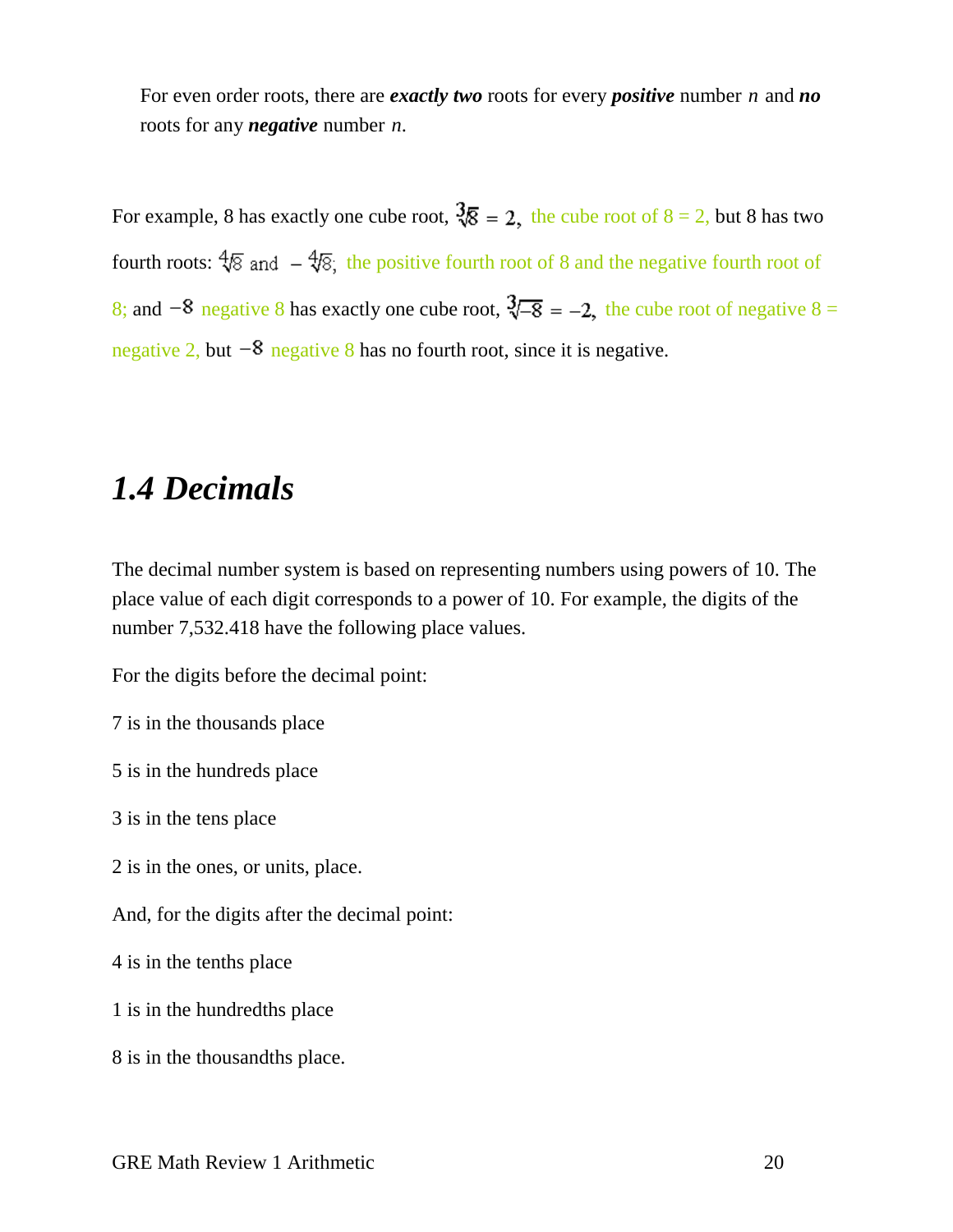For even order roots, there are ***exactly two*** roots for every ***positive*** number $n$ and ***no*** roots for any ***negative*** number $n$.

For example, 8 has exactly one cube root, $\sqrt[3]{8} = 2,$ the cube root of 8 = 2, but 8 has two fourth roots: $\sqrt[4]{8}$ and $-\sqrt[4]{8};$ the positive fourth root of 8 and the negative fourth root of 8; and $-8$ negative 8 has exactly one cube root, $\sqrt[3]{-8} = -2,$ the cube root of negative 8 = negative 2, but $-8$ negative 8 has no fourth root, since it is negative.

## *1.4 Decimals*

The decimal number system is based on representing numbers using powers of 10. The place value of each digit corresponds to a power of 10. For example, the digits of the number 7,532.418 have the following place values.

For the digits before the decimal point:

7 is in the thousands place

5 is in the hundreds place

3 is in the tens place

2 is in the ones, or units, place.

And, for the digits after the decimal point:

4 is in the tenths place

1 is in the hundredths place

8 is in the thousandths place.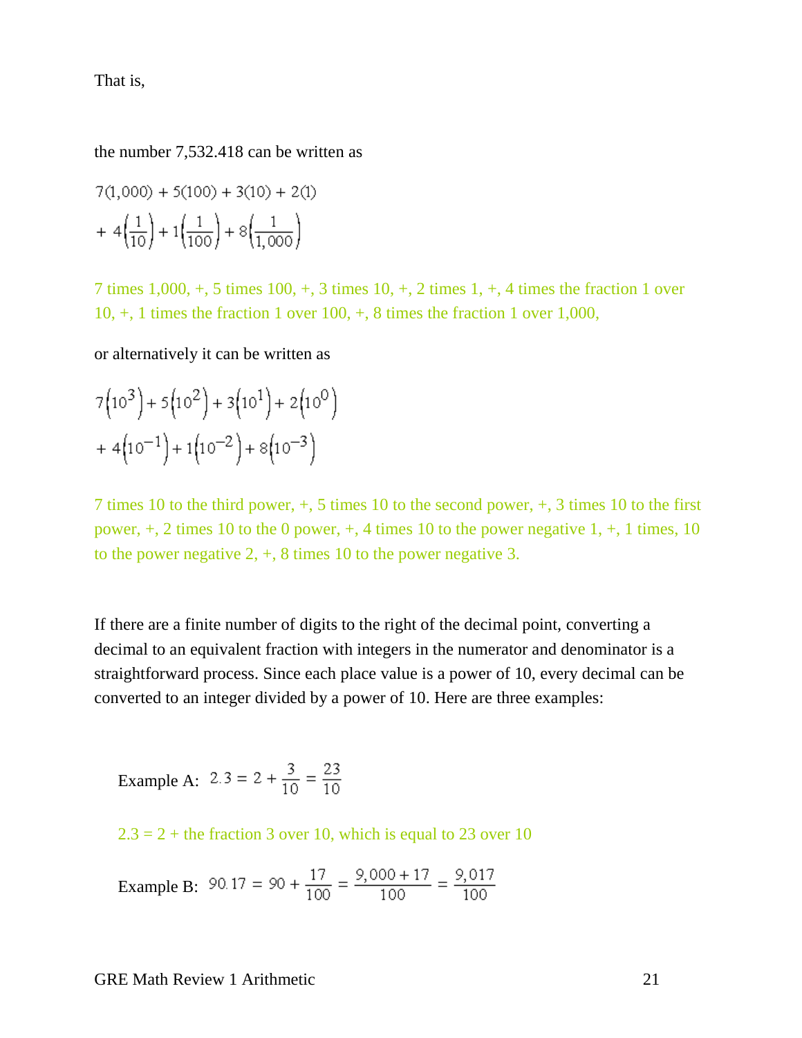That is,

the number 7,532.418 can be written as

$$7(1{,}000) + 5(100) + 3(10) + 2(1)$$
$$+\ 4\left(\frac{1}{10}\right) + 1\left(\frac{1}{100}\right) + 8\left(\frac{1}{1{,}000}\right)$$

7 times 1,000, +, 5 times 100, +, 3 times 10, +, 2 times 1, +, 4 times the fraction 1 over 10, +, 1 times the fraction 1 over 100, +, 8 times the fraction 1 over 1,000,

or alternatively it can be written as

$$7\left(10^3\right) + 5\left(10^2\right) + 3\left(10^1\right) + 2\left(10^0\right)$$
$$+\ 4\left(10^{-1}\right) + 1\left(10^{-2}\right) + 8\left(10^{-3}\right)$$

7 times 10 to the third power, +, 5 times 10 to the second power, +, 3 times 10 to the first power, +, 2 times 10 to the 0 power, +, 4 times 10 to the power negative 1, +, 1 times, 10 to the power negative 2, +, 8 times 10 to the power negative 3.

If there are a finite number of digits to the right of the decimal point, converting a decimal to an equivalent fraction with integers in the numerator and denominator is a straightforward process. Since each place value is a power of 10, every decimal can be converted to an integer divided by a power of 10. Here are three examples:

Example A: $2.3 = 2 + \frac{3}{10} = \frac{23}{10}$

2.3 = 2 + the fraction 3 over 10, which is equal to 23 over 10

Example B: $90.17 = 90 + \frac{17}{100} = \frac{9{,}000 + 17}{100} = \frac{9{,}017}{100}$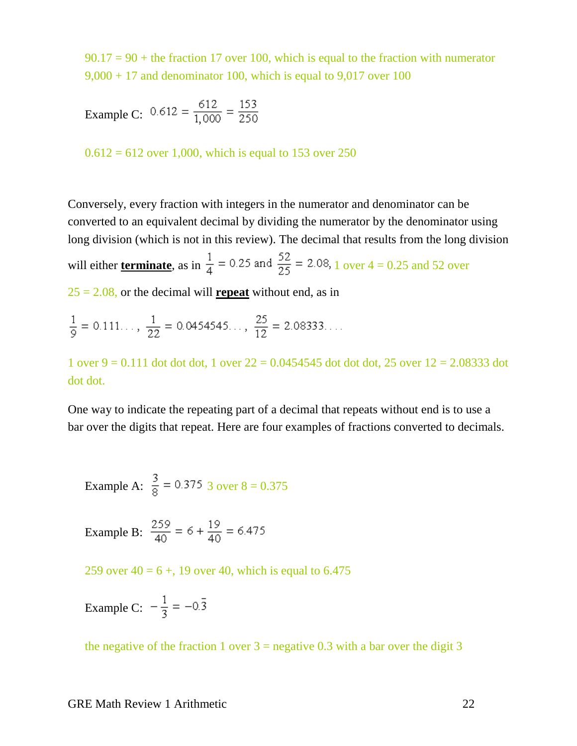90.17 = 90 + the fraction 17 over 100, which is equal to the fraction with numerator 9,000 + 17 and denominator 100, which is equal to 9,017 over 100

Example C: $0.612 = \frac{612}{1,000} = \frac{153}{250}$

0.612 = 612 over 1,000, which is equal to 153 over 250

Conversely, every fraction with integers in the numerator and denominator can be converted to an equivalent decimal by dividing the numerator by the denominator using long division (which is not in this review). The decimal that results from the long division will either **terminate**, as in $\frac{1}{4} = 0.25$ and $\frac{52}{25} = 2.08$, 1 over 4 = 0.25 and 52 over 25 = 2.08, or the decimal will **repeat** without end, as in

$$\frac{1}{9} = 0.111\ldots, \ \frac{1}{22} = 0.0454545\ldots, \ \frac{25}{12} = 2.08333\ldots$$

1 over 9 = 0.111 dot dot dot, 1 over 22 = 0.0454545 dot dot dot, 25 over 12 = 2.08333 dot dot dot.

One way to indicate the repeating part of a decimal that repeats without end is to use a bar over the digits that repeat. Here are four examples of fractions converted to decimals.

Example A: $\frac{3}{8} = 0.375$ 3 over 8 = 0.375

Example B: $\frac{259}{40} = 6 + \frac{19}{40} = 6.475$

259 over 40 = 6 +, 19 over 40, which is equal to 6.475

Example C: $-\frac{1}{3} = -0.\bar{3}$

the negative of the fraction 1 over 3 = negative 0.3 with a bar over the digit 3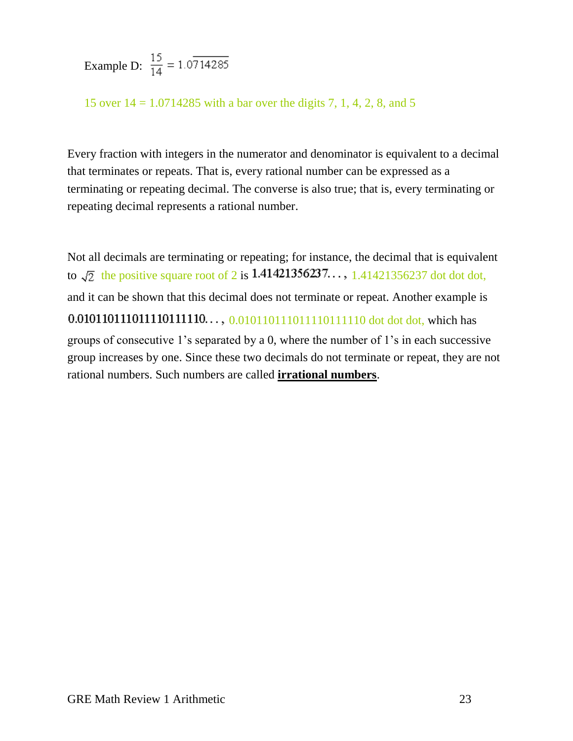Example D: $\frac{15}{14} = 1.0\overline{714285}$

15 over 14 = 1.0714285 with a bar over the digits 7, 1, 4, 2, 8, and 5

Every fraction with integers in the numerator and denominator is equivalent to a decimal that terminates or repeats. That is, every rational number can be expressed as a terminating or repeating decimal. The converse is also true; that is, every terminating or repeating decimal represents a rational number.

Not all decimals are terminating or repeating; for instance, the decimal that is equivalent to $\sqrt{2}$ the positive square root of 2 is $1.41421356237\ldots$, 1.41421356237 dot dot dot, and it can be shown that this decimal does not terminate or repeat. Another example is $0.010110111011110111110\ldots$, 0.010110111011110111110 dot dot dot, which has groups of consecutive 1's separated by a 0, where the number of 1's in each successive group increases by one. Since these two decimals do not terminate or repeat, they are not rational numbers. Such numbers are called **irrational numbers**.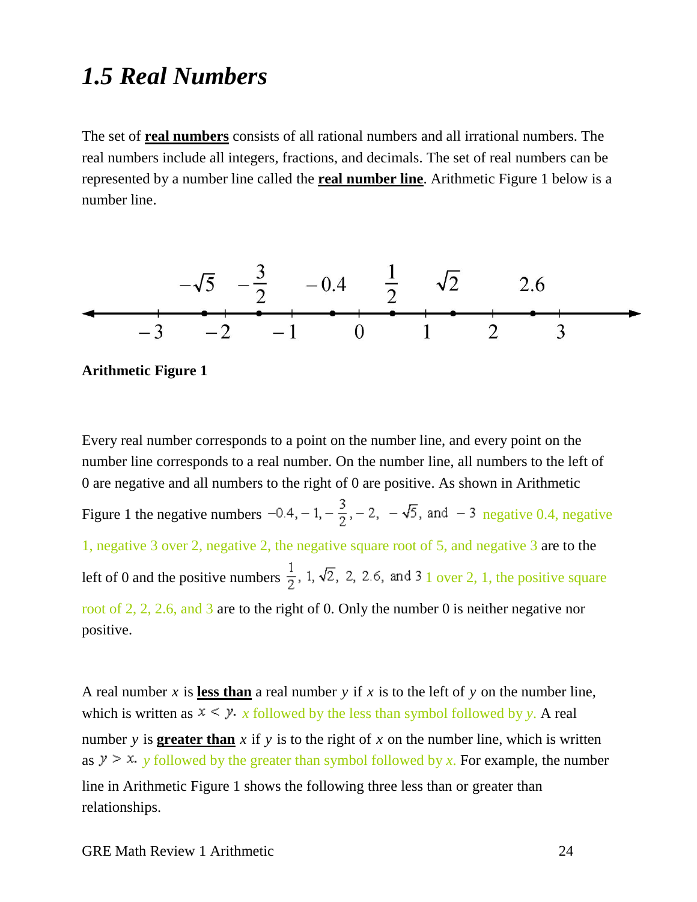# *1.5 Real Numbers*

The set of **real numbers** consists of all rational numbers and all irrational numbers. The real numbers include all integers, fractions, and decimals. The set of real numbers can be represented by a number line called the **real number line**. Arithmetic Figure 1 below is a number line.

**Arithmetic Figure 1**

Every real number corresponds to a point on the number line, and every point on the number line corresponds to a real number. On the number line, all numbers to the left of 0 are negative and all numbers to the right of 0 are positive. As shown in Arithmetic Figure 1 the negative numbers $-0.4, -1, -\frac{3}{2}, -2, -\sqrt{5},$ and $-3$ negative 0.4, negative 1, negative 3 over 2, negative 2, the negative square root of 5, and negative 3 are to the left of 0 and the positive numbers $\frac{1}{2}, 1, \sqrt{2}, 2, 2.6,$ and $3$ 1 over 2, 1, the positive square root of 2, 2, 2.6, and 3 are to the right of 0. Only the number 0 is neither negative nor positive.

A real number $x$ is **less than** a real number $y$ if $x$ is to the left of $y$ on the number line, which is written as $x < y$. $x$ followed by the less than symbol followed by $y$. A real number $y$ is **greater than** $x$ if $y$ is to the right of $x$ on the number line, which is written as $y > x$. $y$ followed by the greater than symbol followed by $x$. For example, the number line in Arithmetic Figure 1 shows the following three less than or greater than relationships.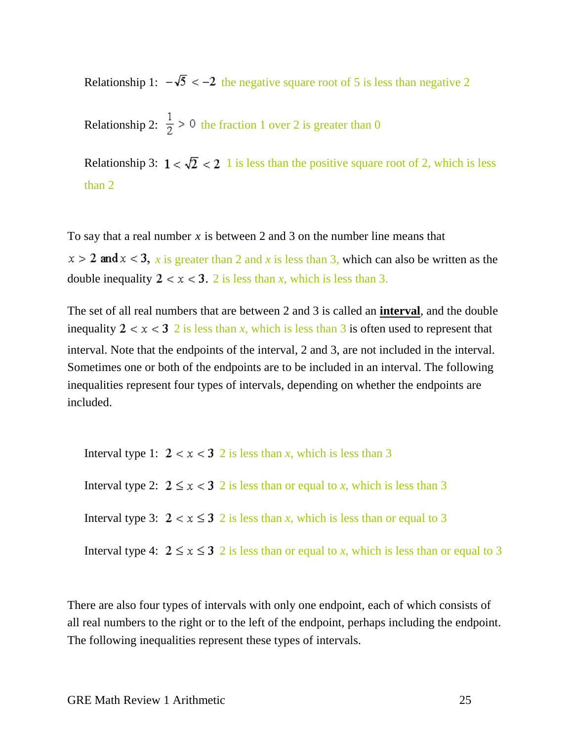Relationship 1: $-\sqrt{5} < -2$ the negative square root of 5 is less than negative 2

Relationship 2: $\frac{1}{2} > 0$ the fraction 1 over 2 is greater than 0

Relationship 3: $1 < \sqrt{2} < 2$ 1 is less than the positive square root of 2, which is less than 2

To say that a real number $x$ is between 2 and 3 on the number line means that $x > 2$ and $x < 3$, *x* is greater than 2 and *x* is less than 3, which can also be written as the double inequality $2 < x < 3$. 2 is less than *x*, which is less than 3.

The set of all real numbers that are between 2 and 3 is called an **interval**, and the double inequality $2 < x < 3$ 2 is less than *x*, which is less than 3 is often used to represent that interval. Note that the endpoints of the interval, 2 and 3, are not included in the interval. Sometimes one or both of the endpoints are to be included in an interval. The following inequalities represent four types of intervals, depending on whether the endpoints are included.

Interval type 1: $2 < x < 3$ 2 is less than *x*, which is less than 3

Interval type 2: $2 \leq x < 3$ 2 is less than or equal to *x*, which is less than 3

Interval type 3: $2 < x \leq 3$ 2 is less than *x*, which is less than or equal to 3

Interval type 4: $2 \leq x \leq 3$ 2 is less than or equal to *x*, which is less than or equal to 3

There are also four types of intervals with only one endpoint, each of which consists of all real numbers to the right or to the left of the endpoint, perhaps including the endpoint. The following inequalities represent these types of intervals.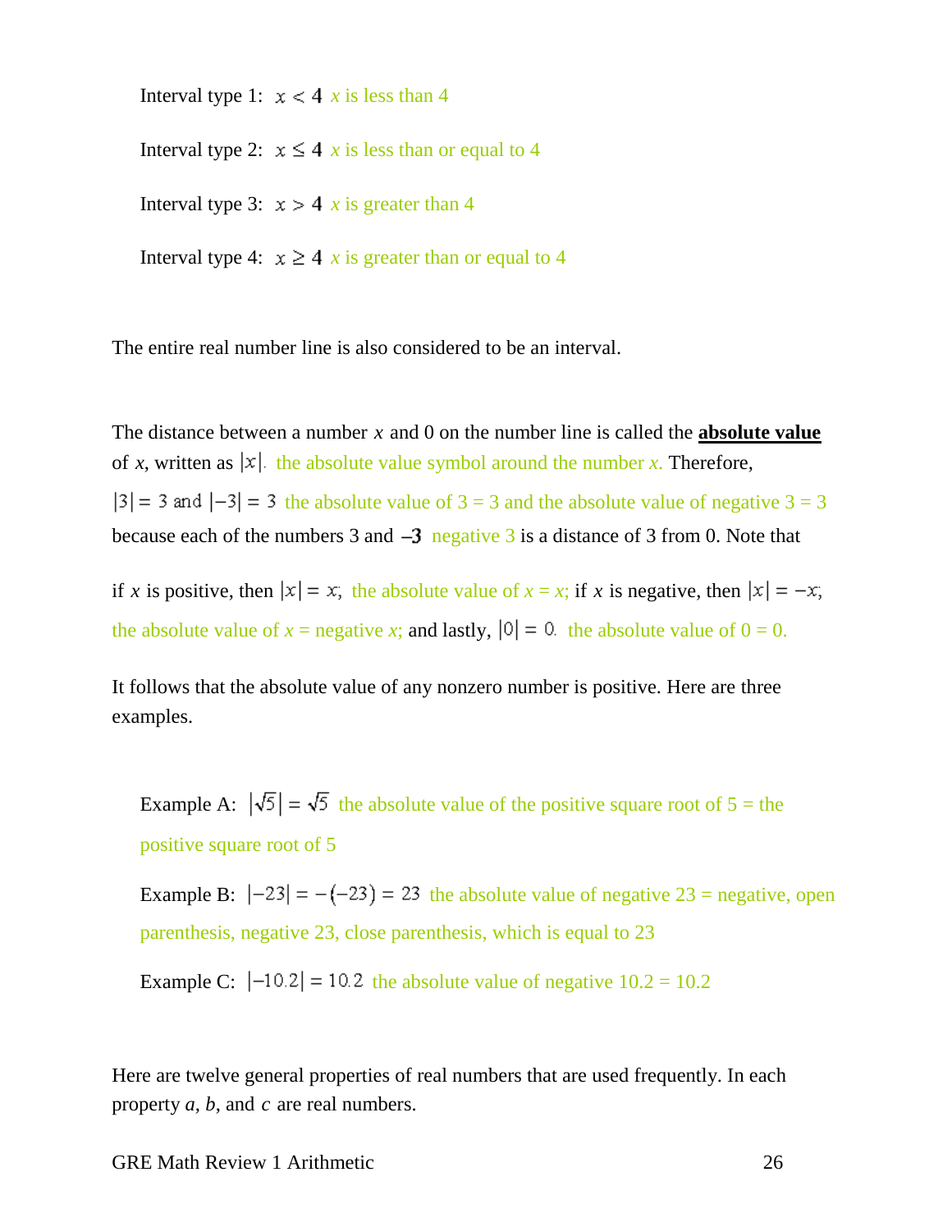Interval type 1: $x < 4$ x is less than 4

Interval type 2: $x \leq 4$ x is less than or equal to 4

Interval type 3: $x > 4$ x is greater than 4

Interval type 4: $x \geq 4$ x is greater than or equal to 4

The entire real number line is also considered to be an interval.

The distance between a number $x$ and 0 on the number line is called the **absolute value** of $x$, written as $|x|$. the absolute value symbol around the number x. Therefore, $|3| = 3$ and $|-3| = 3$ the absolute value of 3 = 3 and the absolute value of negative 3 = 3 because each of the numbers 3 and $-3$ negative 3 is a distance of 3 from 0. Note that if $x$ is positive, then $|x| = x$; the absolute value of x = x; if $x$ is negative, then $|x| = -x$; the absolute value of x = negative x; and lastly, $|0| = 0$. the absolute value of 0 = 0.

It follows that the absolute value of any nonzero number is positive. Here are three examples.

Example A: $|\sqrt{5}| = \sqrt{5}$ the absolute value of the positive square root of 5 = the positive square root of 5

Example B: $|-23| = -(-23) = 23$ the absolute value of negative 23 = negative, open parenthesis, negative 23, close parenthesis, which is equal to 23

Example C: $|-10.2| = 10.2$ the absolute value of negative 10.2 = 10.2

Here are twelve general properties of real numbers that are used frequently. In each property $a$, $b$, and $c$ are real numbers.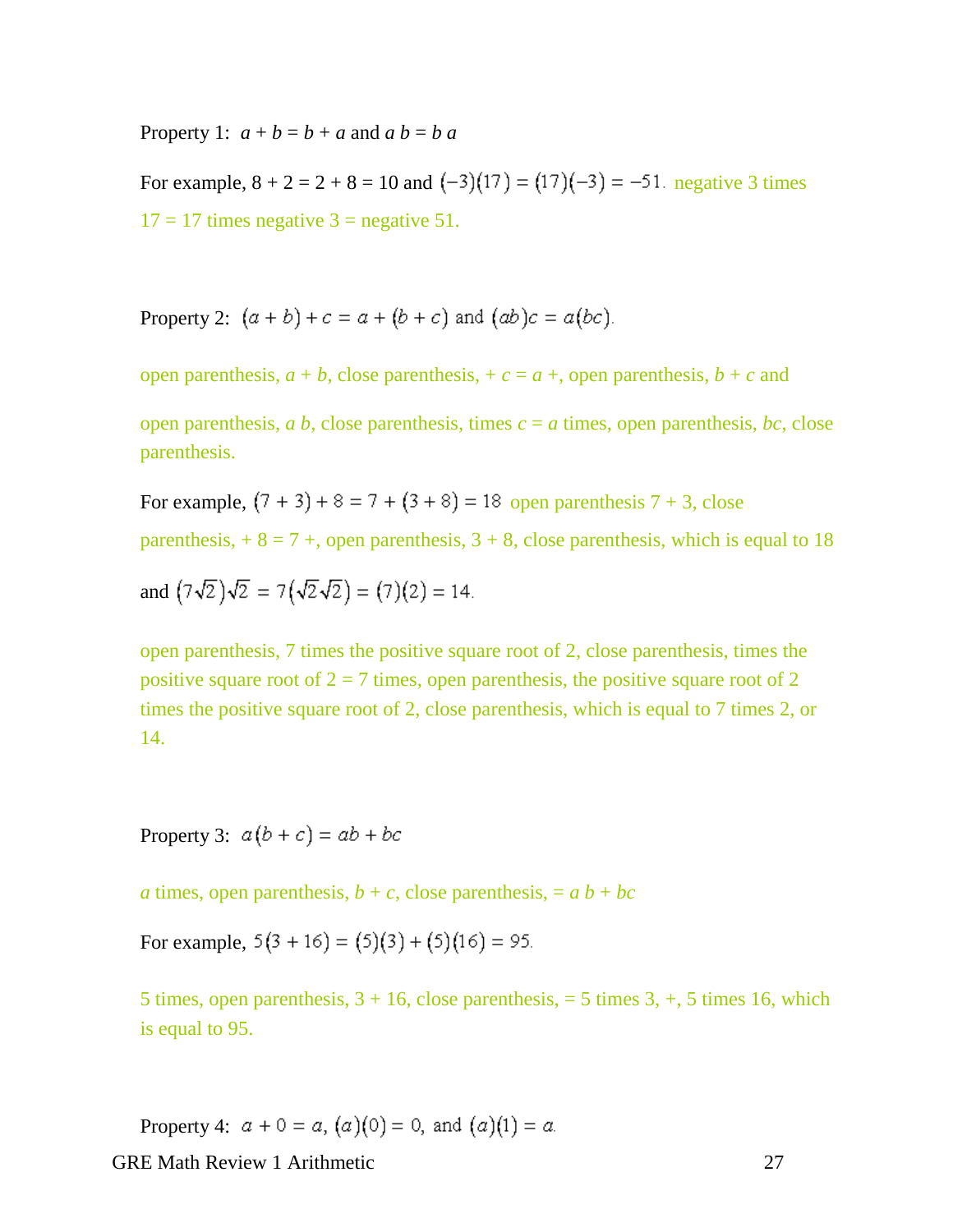Property 1: $a + b = b + a$ and $a\ b = b\ a$

For example, $8 + 2 = 2 + 8 = 10$ and $(-3)(17) = (17)(-3) = -51$. negative 3 times 17 = 17 times negative 3 = negative 51.

Property 2: $(a + b) + c = a + (b + c)$ and $(ab)c = a(bc)$.

open parenthesis, $a + b$, close parenthesis, $+ c = a +$, open parenthesis, $b + c$ and

open parenthesis, $a\ b$, close parenthesis, times $c = a$ times, open parenthesis, $bc$, close parenthesis.

For example, $(7 + 3) + 8 = 7 + (3 + 8) = 18$ open parenthesis 7 + 3, close parenthesis, + 8 = 7 +, open parenthesis, 3 + 8, close parenthesis, which is equal to 18

and $(7\sqrt{2})\sqrt{2} = 7(\sqrt{2}\sqrt{2}) = (7)(2) = 14$.

open parenthesis, 7 times the positive square root of 2, close parenthesis, times the positive square root of 2 = 7 times, open parenthesis, the positive square root of 2 times the positive square root of 2, close parenthesis, which is equal to 7 times 2, or 14.

Property 3: $a(b + c) = ab + bc$

$a$ times, open parenthesis, $b + c$, close parenthesis, $= a\ b + bc$

For example, $5(3 + 16) = (5)(3) + (5)(16) = 95$.

5 times, open parenthesis, 3 + 16, close parenthesis, = 5 times 3, +, 5 times 16, which is equal to 95.

Property 4: $a + 0 = a$, $(a)(0) = 0$, and $(a)(1) = a$.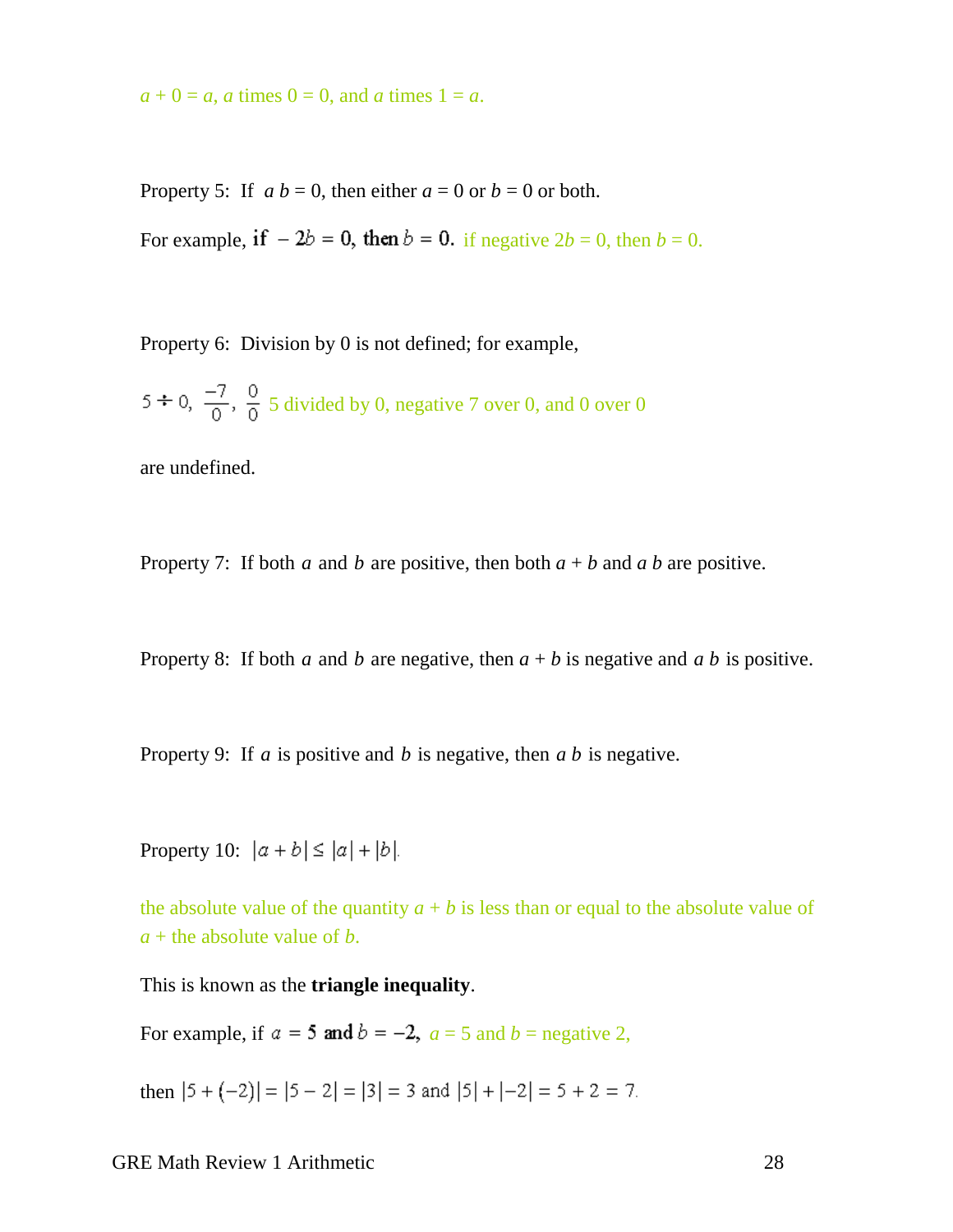$a + 0 = a$, $a$ times $0 = 0$, and $a$ times $1 = a$.

Property 5: If $a\,b = 0$, then either $a = 0$ or $b = 0$ or both.

For example, if $-2b = 0$, then $b = 0$. if negative $2b = 0$, then $b = 0$.

Property 6: Division by 0 is not defined; for example,

$5 \div 0,\ \frac{-7}{0},\ \frac{0}{0}$ 5 divided by 0, negative 7 over 0, and 0 over 0

are undefined.

Property 7: If both $a$ and $b$ are positive, then both $a + b$ and $a\,b$ are positive.

Property 8: If both $a$ and $b$ are negative, then $a + b$ is negative and $a\,b$ is positive.

Property 9: If $a$ is positive and $b$ is negative, then $a\,b$ is negative.

Property 10: $|a + b| \leq |a| + |b|$.

the absolute value of the quantity $a + b$ is less than or equal to the absolute value of $a$ + the absolute value of $b$.

This is known as the **triangle inequality**.

For example, if $a = 5$ and $b = -2$, $a = 5$ and $b =$ negative 2,

then $|5 + (-2)| = |5 - 2| = |3| = 3$ and $|5| + |-2| = 5 + 2 = 7$.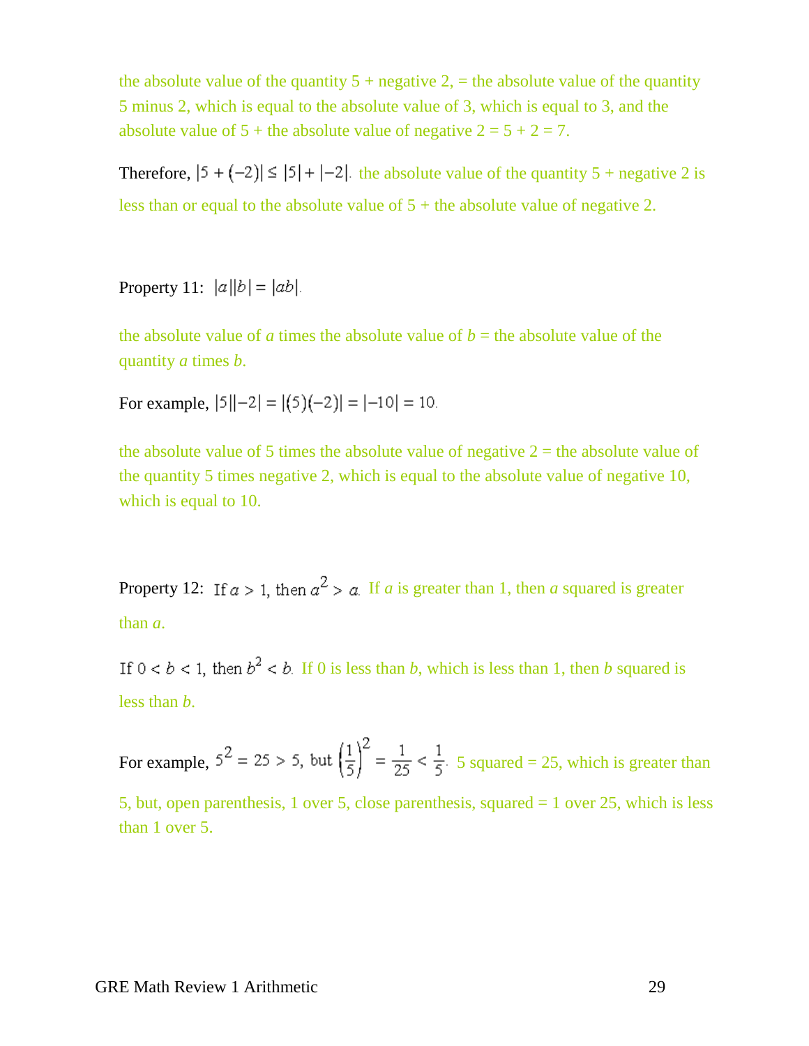the absolute value of the quantity 5 + negative 2, = the absolute value of the quantity 5 minus 2, which is equal to the absolute value of 3, which is equal to 3, and the absolute value of 5 + the absolute value of negative 2 = 5 + 2 = 7.

Therefore, $|5 + (-2)| \leq |5| + |-2|$. the absolute value of the quantity 5 + negative 2 is less than or equal to the absolute value of 5 + the absolute value of negative 2.

Property 11: $|a||b| = |ab|$.

the absolute value of *a* times the absolute value of *b* = the absolute value of the quantity *a* times *b*.

For example, $|5||-2| = |(5)(-2)| = |-10| = 10$.

the absolute value of 5 times the absolute value of negative 2 = the absolute value of the quantity 5 times negative 2, which is equal to the absolute value of negative 10, which is equal to 10.

Property 12: If $a > 1$, then $a^2 > a$. If *a* is greater than 1, then *a* squared is greater than *a*.

If $0 < b < 1$, then $b^2 < b$. If 0 is less than *b*, which is less than 1, then *b* squared is less than *b*.

For example, $5^2 = 25 > 5$, but $\left(\frac{1}{5}\right)^2 = \frac{1}{25} < \frac{1}{5}$. 5 squared = 25, which is greater than 5, but, open parenthesis, 1 over 5, close parenthesis, squared = 1 over 25, which is less than 1 over 5.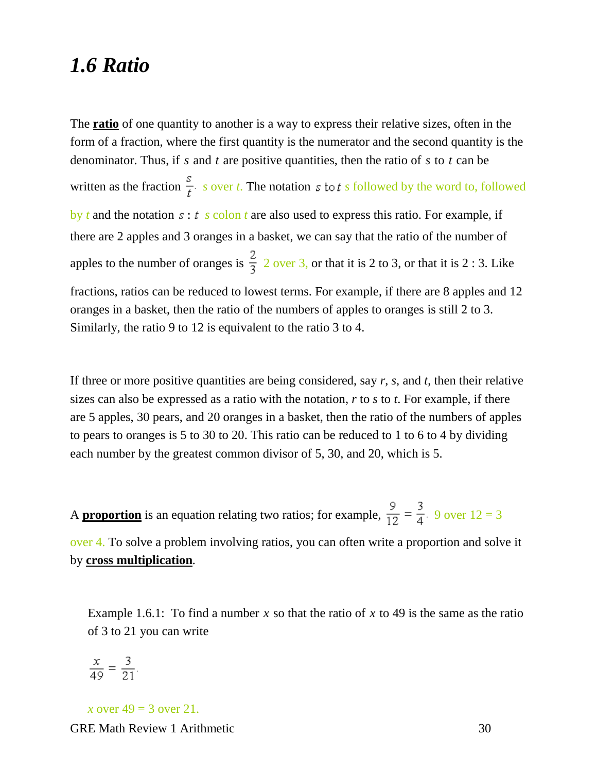## 1.6 Ratio

The **ratio** of one quantity to another is a way to express their relative sizes, often in the form of a fraction, where the first quantity is the numerator and the second quantity is the denominator. Thus, if $s$ and $t$ are positive quantities, then the ratio of $s$ to $t$ can be written as the fraction $\frac{s}{t}$. *s* over *t.* The notation $s$ to $t$ *s* followed by the word to, followed by *t* and the notation $s : t$ *s* colon *t* are also used to express this ratio. For example, if there are 2 apples and 3 oranges in a basket, we can say that the ratio of the number of apples to the number of oranges is $\frac{2}{3}$ 2 over 3, or that it is 2 to 3, or that it is 2 : 3. Like fractions, ratios can be reduced to lowest terms. For example, if there are 8 apples and 12 oranges in a basket, then the ratio of the numbers of apples to oranges is still 2 to 3. Similarly, the ratio 9 to 12 is equivalent to the ratio 3 to 4.

If three or more positive quantities are being considered, say $r$, $s$, and $t$, then their relative sizes can also be expressed as a ratio with the notation, $r$ to $s$ to $t$. For example, if there are 5 apples, 30 pears, and 20 oranges in a basket, then the ratio of the numbers of apples to pears to oranges is 5 to 30 to 20. This ratio can be reduced to 1 to 6 to 4 by dividing each number by the greatest common divisor of 5, 30, and 20, which is 5.

A **proportion** is an equation relating two ratios; for example, $\frac{9}{12} = \frac{3}{4}$. 9 over 12 = 3 over 4. To solve a problem involving ratios, you can often write a proportion and solve it by **cross multiplication**.

Example 1.6.1: To find a number $x$ so that the ratio of $x$ to 49 is the same as the ratio of 3 to 21 you can write

$$\frac{x}{49} = \frac{3}{21}.$$

*x* over 49 = 3 over 21.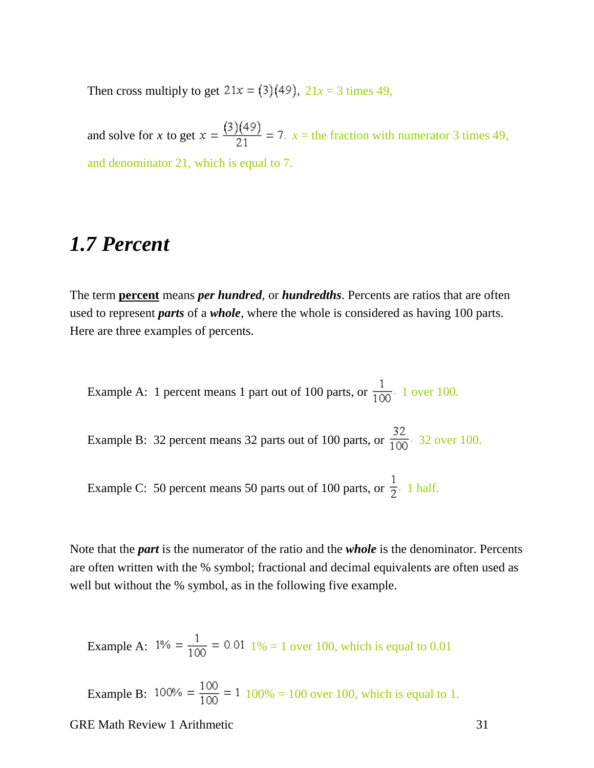Then cross multiply to get $21x = (3)(49)$, 21*x* = 3 times 49,

and solve for *x* to get $x = \frac{(3)(49)}{21} = 7$. *x* = the fraction with numerator 3 times 49, and denominator 21, which is equal to 7.

## 1.7 Percent

The term **percent** means ***per hundred***, or ***hundredths***. Percents are ratios that are often used to represent ***parts*** of a ***whole***, where the whole is considered as having 100 parts. Here are three examples of percents.

Example A: 1 percent means 1 part out of 100 parts, or $\frac{1}{100}$. 1 over 100.

Example B: 32 percent means 32 parts out of 100 parts, or $\frac{32}{100}$. 32 over 100.

Example C: 50 percent means 50 parts out of 100 parts, or $\frac{1}{2}$. 1 half.

Note that the ***part*** is the numerator of the ratio and the ***whole*** is the denominator. Percents are often written with the % symbol; fractional and decimal equivalents are often used as well but without the % symbol, as in the following five example.

Example A: $1\% = \frac{1}{100} = 0.01$ 1% = 1 over 100, which is equal to 0.01

Example B: $100\% = \frac{100}{100} = 1$ 100% = 100 over 100, which is equal to 1.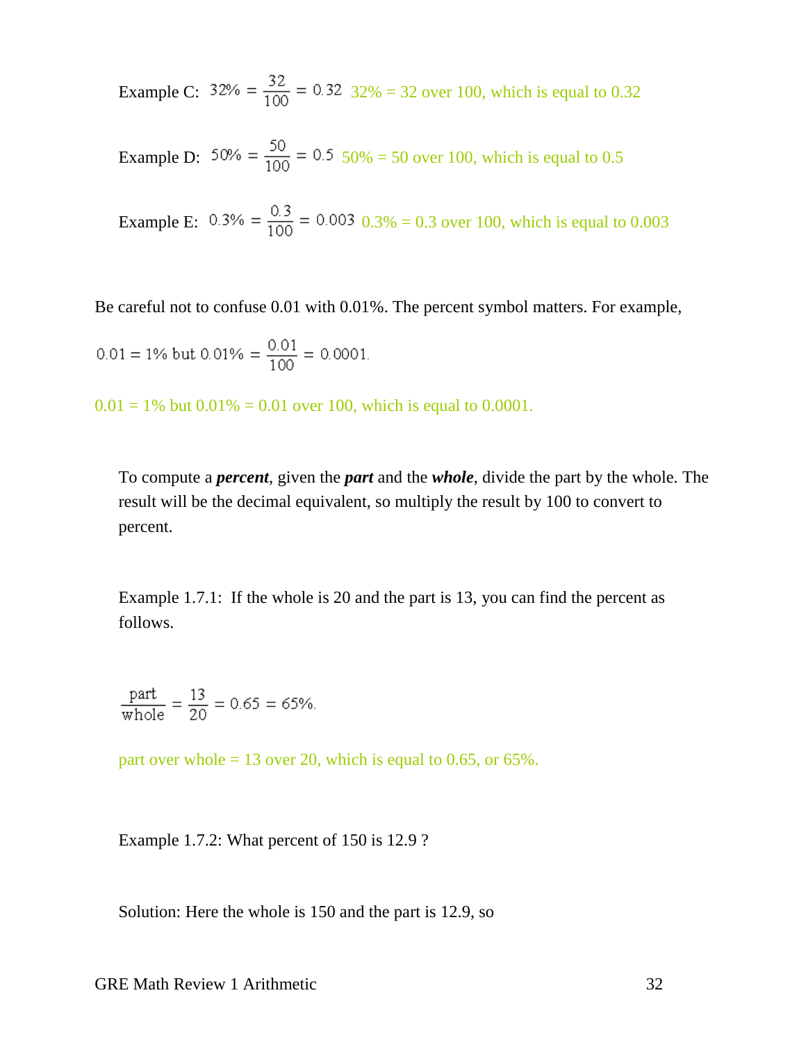Example C: $32\% = \frac{32}{100} = 0.32$ 32% = 32 over 100, which is equal to 0.32

Example D: $50\% = \frac{50}{100} = 0.5$ 50% = 50 over 100, which is equal to 0.5

Example E: $0.3\% = \frac{0.3}{100} = 0.003$ 0.3% = 0.3 over 100, which is equal to 0.003

Be careful not to confuse 0.01 with 0.01%. The percent symbol matters. For example,

$0.01 = 1\%$ but $0.01\% = \frac{0.01}{100} = 0.0001.$

0.01 = 1% but 0.01% = 0.01 over 100, which is equal to 0.0001.

To compute a ***percent***, given the ***part*** and the ***whole***, divide the part by the whole. The result will be the decimal equivalent, so multiply the result by 100 to convert to percent.

Example 1.7.1: If the whole is 20 and the part is 13, you can find the percent as follows.

$$\frac{\text{part}}{\text{whole}} = \frac{13}{20} = 0.65 = 65\%.$$

part over whole = 13 over 20, which is equal to 0.65, or 65%.

Example 1.7.2: What percent of 150 is 12.9 ?

Solution: Here the whole is 150 and the part is 12.9, so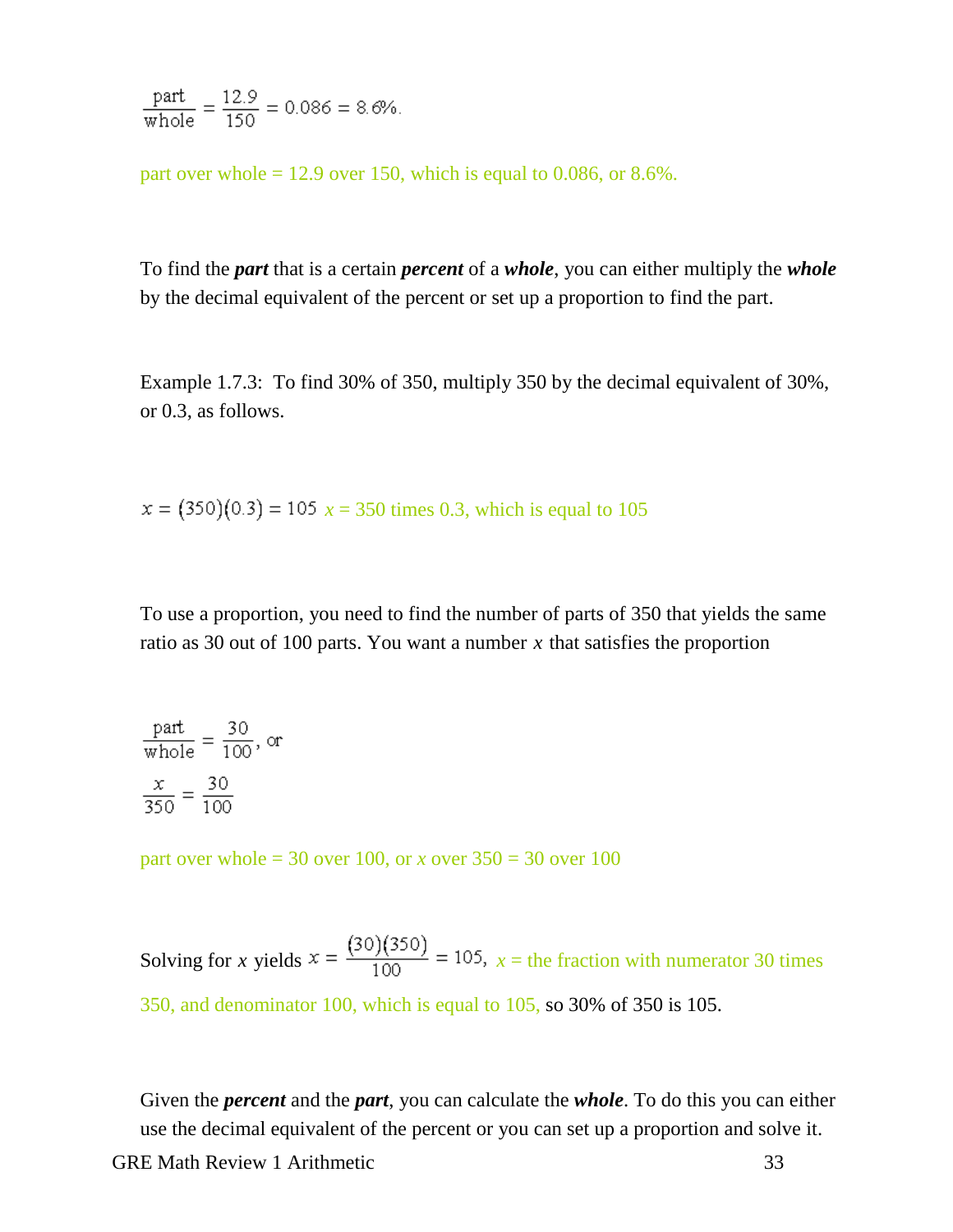$$\frac{\text{part}}{\text{whole}} = \frac{12.9}{150} = 0.086 = 8.6\%.$$

part over whole = 12.9 over 150, which is equal to 0.086, or 8.6%.

To find the ***part*** that is a certain ***percent*** of a ***whole***, you can either multiply the ***whole*** by the decimal equivalent of the percent or set up a proportion to find the part.

Example 1.7.3: To find 30% of 350, multiply 350 by the decimal equivalent of 30%, or 0.3, as follows.

$x = (350)(0.3) = 105$ *x* = 350 times 0.3, which is equal to 105

To use a proportion, you need to find the number of parts of 350 that yields the same ratio as 30 out of 100 parts. You want a number *x* that satisfies the proportion

$$\frac{\text{part}}{\text{whole}} = \frac{30}{100}, \text{ or}$$

$$\frac{x}{350} = \frac{30}{100}$$

part over whole = 30 over 100, or *x* over 350 = 30 over 100

Solving for *x* yields $x = \frac{(30)(350)}{100} = 105$, *x* = the fraction with numerator 30 times 350, and denominator 100, which is equal to 105, so 30% of 350 is 105.

Given the ***percent*** and the ***part***, you can calculate the ***whole***. To do this you can either use the decimal equivalent of the percent or you can set up a proportion and solve it.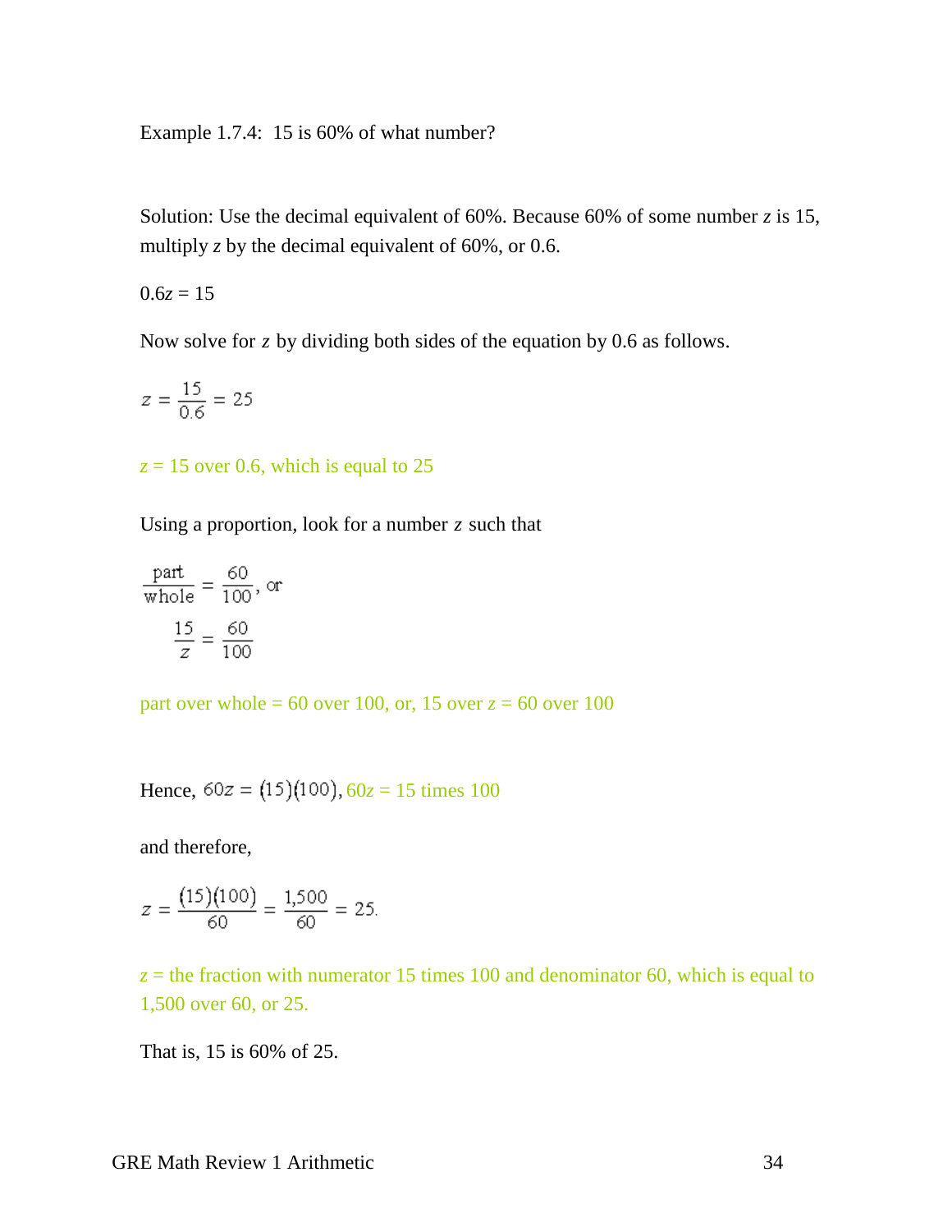Example 1.7.4: 15 is 60% of what number?

Solution: Use the decimal equivalent of 60%. Because 60% of some number $z$ is 15, multiply $z$ by the decimal equivalent of 60%, or 0.6.

$0.6z = 15$

Now solve for $z$ by dividing both sides of the equation by 0.6 as follows.

$$z = \frac{15}{0.6} = 25$$

z = 15 over 0.6, which is equal to 25

Using a proportion, look for a number $z$ such that

$$\frac{\text{part}}{\text{whole}} = \frac{60}{100}, \text{ or}$$

$$\frac{15}{z} = \frac{60}{100}$$

part over whole = 60 over 100, or, 15 over z = 60 over 100

Hence, $60z = (15)(100)$, 60z = 15 times 100

and therefore,

$$z = \frac{(15)(100)}{60} = \frac{1{,}500}{60} = 25.$$

z = the fraction with numerator 15 times 100 and denominator 60, which is equal to 1,500 over 60, or 25.

That is, 15 is 60% of 25.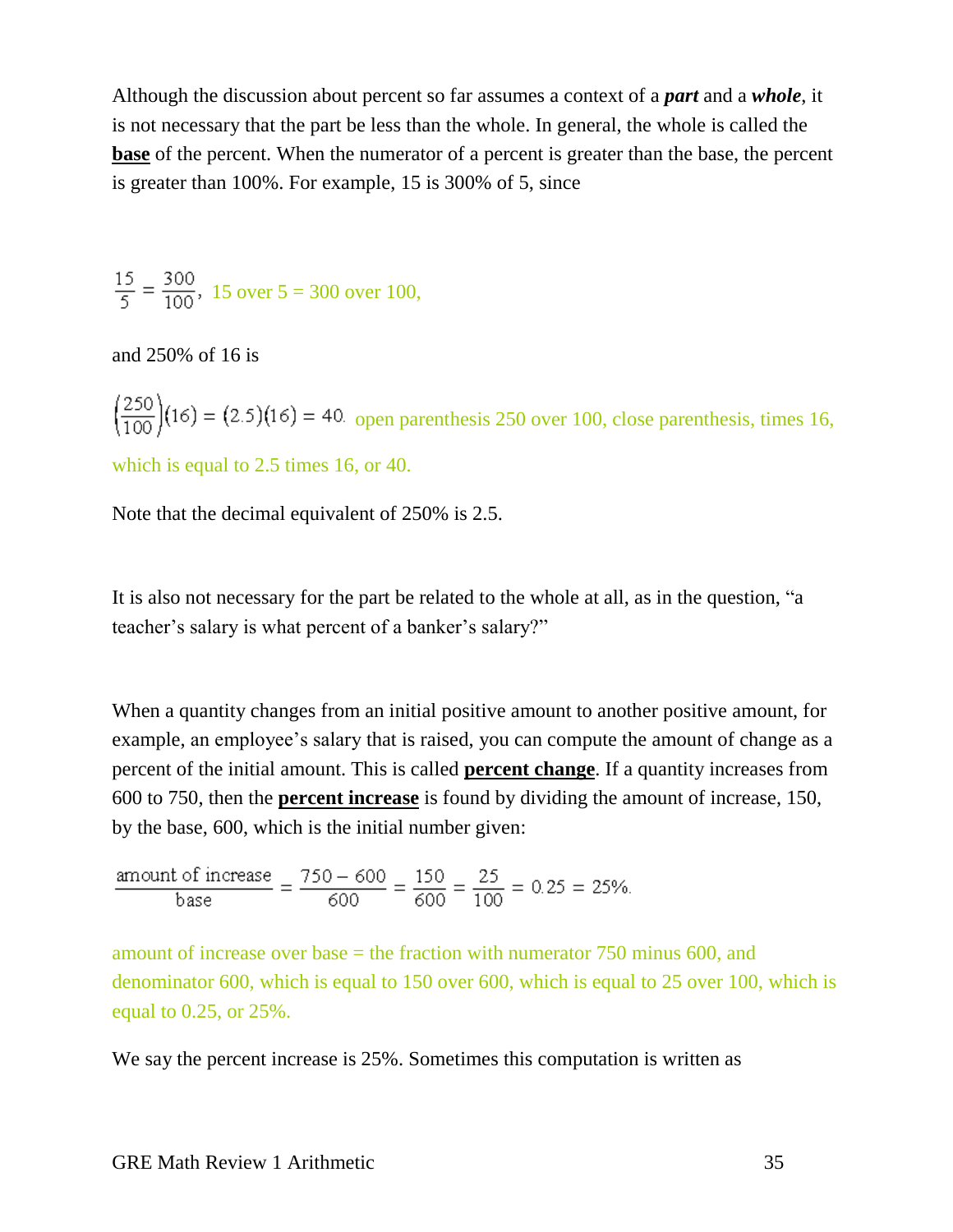Although the discussion about percent so far assumes a context of a ***part*** and a ***whole***, it is not necessary that the part be less than the whole. In general, the whole is called the **base** of the percent. When the numerator of a percent is greater than the base, the percent is greater than 100%. For example, 15 is 300% of 5, since

$\frac{15}{5} = \frac{300}{100}$, 15 over 5 = 300 over 100,

and 250% of 16 is

$\left(\frac{250}{100}\right)(16) = (2.5)(16) = 40.$ open parenthesis 250 over 100, close parenthesis, times 16, which is equal to 2.5 times 16, or 40.

Note that the decimal equivalent of 250% is 2.5.

It is also not necessary for the part be related to the whole at all, as in the question, "a teacher's salary is what percent of a banker's salary?"

When a quantity changes from an initial positive amount to another positive amount, for example, an employee's salary that is raised, you can compute the amount of change as a percent of the initial amount. This is called **percent change**. If a quantity increases from 600 to 750, then the **percent increase** is found by dividing the amount of increase, 150, by the base, 600, which is the initial number given:

$$\frac{\text{amount of increase}}{\text{base}} = \frac{750 - 600}{600} = \frac{150}{600} = \frac{25}{100} = 0.25 = 25\%.$$

amount of increase over base = the fraction with numerator 750 minus 600, and denominator 600, which is equal to 150 over 600, which is equal to 25 over 100, which is equal to 0.25, or 25%.

We say the percent increase is 25%. Sometimes this computation is written as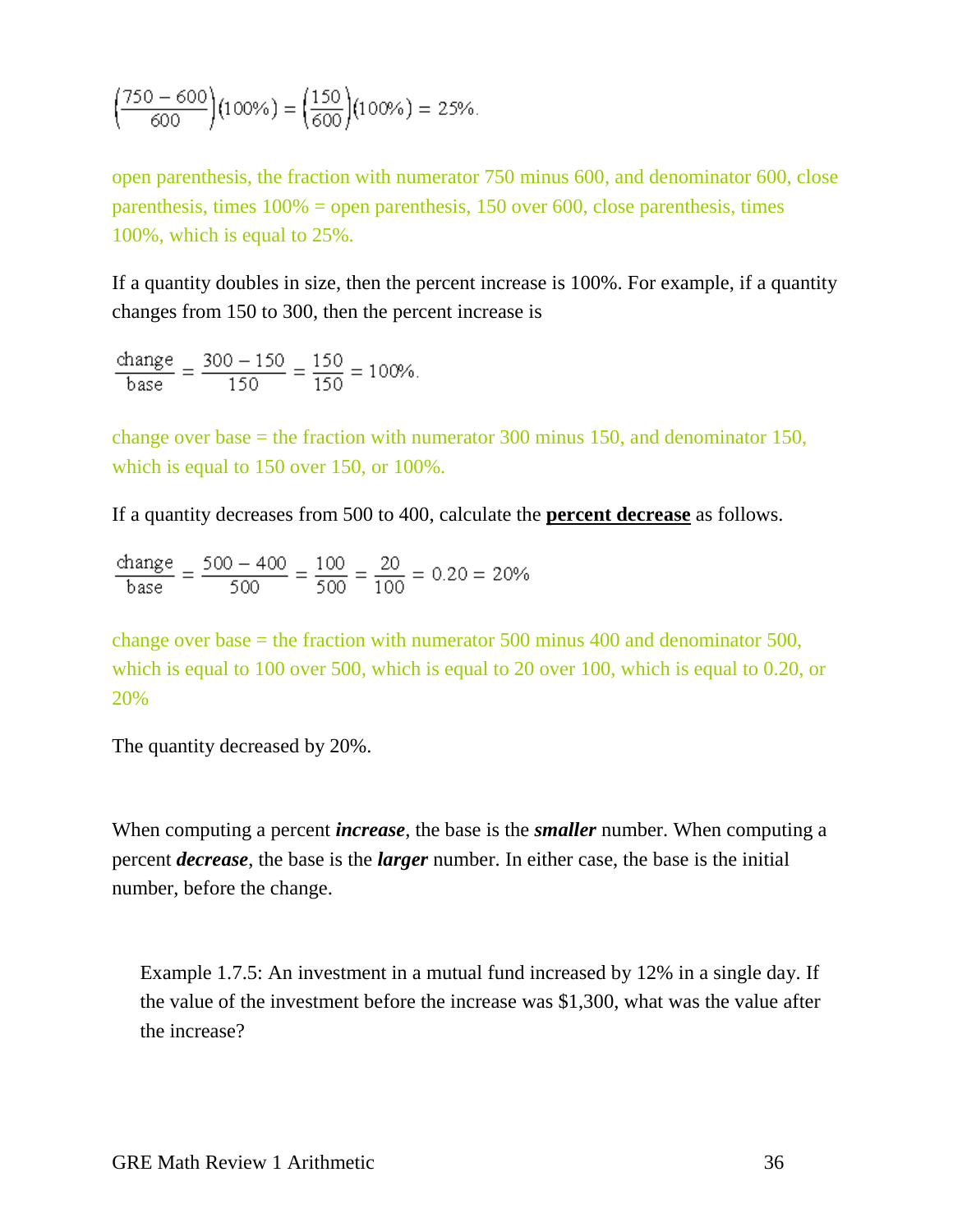$$\left(\frac{750 - 600}{600}\right)(100\%) = \left(\frac{150}{600}\right)(100\%) = 25\%.$$

open parenthesis, the fraction with numerator 750 minus 600, and denominator 600, close parenthesis, times 100% = open parenthesis, 150 over 600, close parenthesis, times 100%, which is equal to 25%.

If a quantity doubles in size, then the percent increase is 100%. For example, if a quantity changes from 150 to 300, then the percent increase is

$$\frac{\text{change}}{\text{base}} = \frac{300 - 150}{150} = \frac{150}{150} = 100\%.$$

change over base = the fraction with numerator 300 minus 150, and denominator 150, which is equal to 150 over 150, or 100%.

If a quantity decreases from 500 to 400, calculate the **percent decrease** as follows.

$$\frac{\text{change}}{\text{base}} = \frac{500 - 400}{500} = \frac{100}{500} = \frac{20}{100} = 0.20 = 20\%$$

change over base = the fraction with numerator 500 minus 400 and denominator 500, which is equal to 100 over 500, which is equal to 20 over 100, which is equal to 0.20, or 20%

The quantity decreased by 20%.

When computing a percent ***increase***, the base is the ***smaller*** number. When computing a percent ***decrease***, the base is the ***larger*** number. In either case, the base is the initial number, before the change.

> Example 1.7.5: An investment in a mutual fund increased by 12% in a single day. If the value of the investment before the increase was $1,300, what was the value after the increase?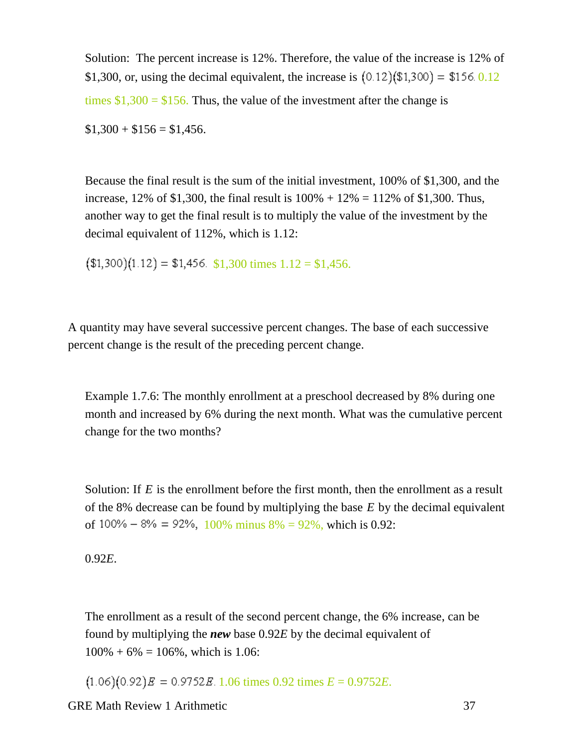Solution: The percent increase is 12%. Therefore, the value of the increase is 12% of \$1,300, or, using the decimal equivalent, the increase is $(0.12)(\$1{,}300) = \$156$. 0.12 times \$1,300 = \$156. Thus, the value of the investment after the change is

\$1,300 + \$156 = \$1,456.

Because the final result is the sum of the initial investment, 100% of \$1,300, and the increase, 12% of \$1,300, the final result is 100% + 12% = 112% of \$1,300. Thus, another way to get the final result is to multiply the value of the investment by the decimal equivalent of 112%, which is 1.12:

$(\$1{,}300)(1.12) = \$1{,}456$. \$1,300 times 1.12 = \$1,456.

A quantity may have several successive percent changes. The base of each successive percent change is the result of the preceding percent change.

Example 1.7.6: The monthly enrollment at a preschool decreased by 8% during one month and increased by 6% during the next month. What was the cumulative percent change for the two months?

Solution: If $E$ is the enrollment before the first month, then the enrollment as a result of the 8% decrease can be found by multiplying the base $E$ by the decimal equivalent of $100\% - 8\% = 92\%$, 100% minus 8% = 92%, which is 0.92:

$0.92E$.

The enrollment as a result of the second percent change, the 6% increase, can be found by multiplying the ***new*** base $0.92E$ by the decimal equivalent of 100% + 6% = 106%, which is 1.06:

$(1.06)(0.92)E = 0.9752E$. 1.06 times 0.92 times $E$ = $0.9752E$.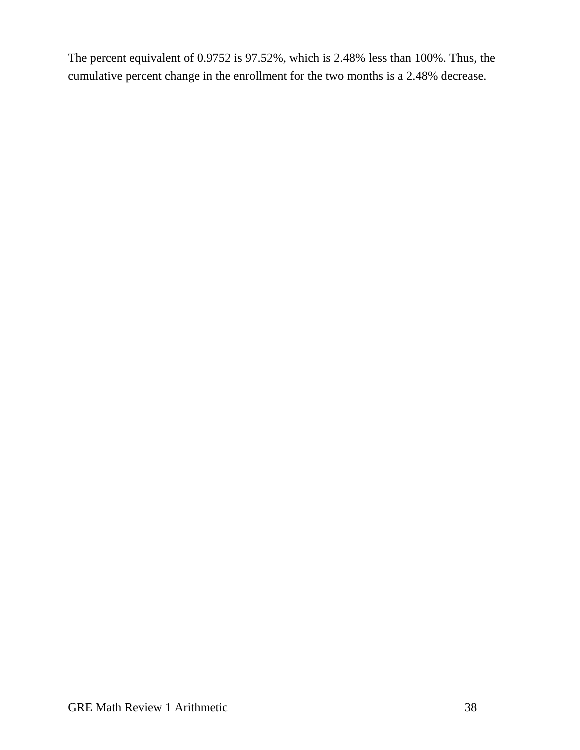The percent equivalent of 0.9752 is 97.52%, which is 2.48% less than 100%. Thus, the cumulative percent change in the enrollment for the two months is a 2.48% decrease.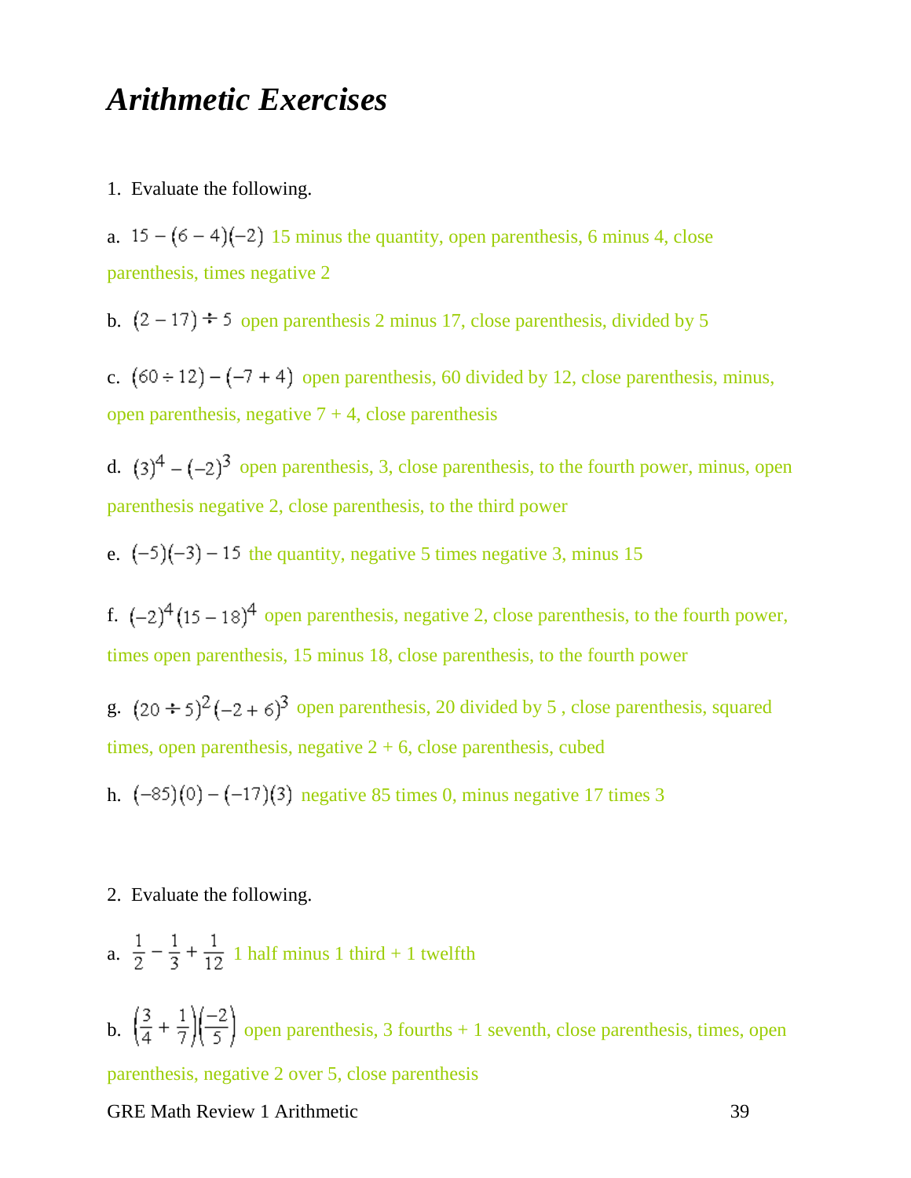# *Arithmetic Exercises*

1. Evaluate the following.

a. $15 - (6 - 4)(-2)$ 15 minus the quantity, open parenthesis, 6 minus 4, close parenthesis, times negative 2

b. $(2 - 17) \div 5$ open parenthesis 2 minus 17, close parenthesis, divided by 5

c. $(60 \div 12) - (-7 + 4)$ open parenthesis, 60 divided by 12, close parenthesis, minus, open parenthesis, negative 7 + 4, close parenthesis

d. $(3)^4 - (-2)^3$ open parenthesis, 3, close parenthesis, to the fourth power, minus, open parenthesis negative 2, close parenthesis, to the third power

e. $(-5)(-3) - 15$ the quantity, negative 5 times negative 3, minus 15

f. $(-2)^4(15 - 18)^4$ open parenthesis, negative 2, close parenthesis, to the fourth power, times open parenthesis, 15 minus 18, close parenthesis, to the fourth power

g. $(20 \div 5)^2(-2 + 6)^3$ open parenthesis, 20 divided by 5 , close parenthesis, squared times, open parenthesis, negative 2 + 6, close parenthesis, cubed

h. $(-85)(0) - (-17)(3)$ negative 85 times 0, minus negative 17 times 3

2. Evaluate the following.

a. $\frac{1}{2} - \frac{1}{3} + \frac{1}{12}$ 1 half minus 1 third + 1 twelfth

b. $\left(\frac{3}{4} + \frac{1}{7}\right)\left(\frac{-2}{5}\right)$ open parenthesis, 3 fourths + 1 seventh, close parenthesis, times, open parenthesis, negative 2 over 5, close parenthesis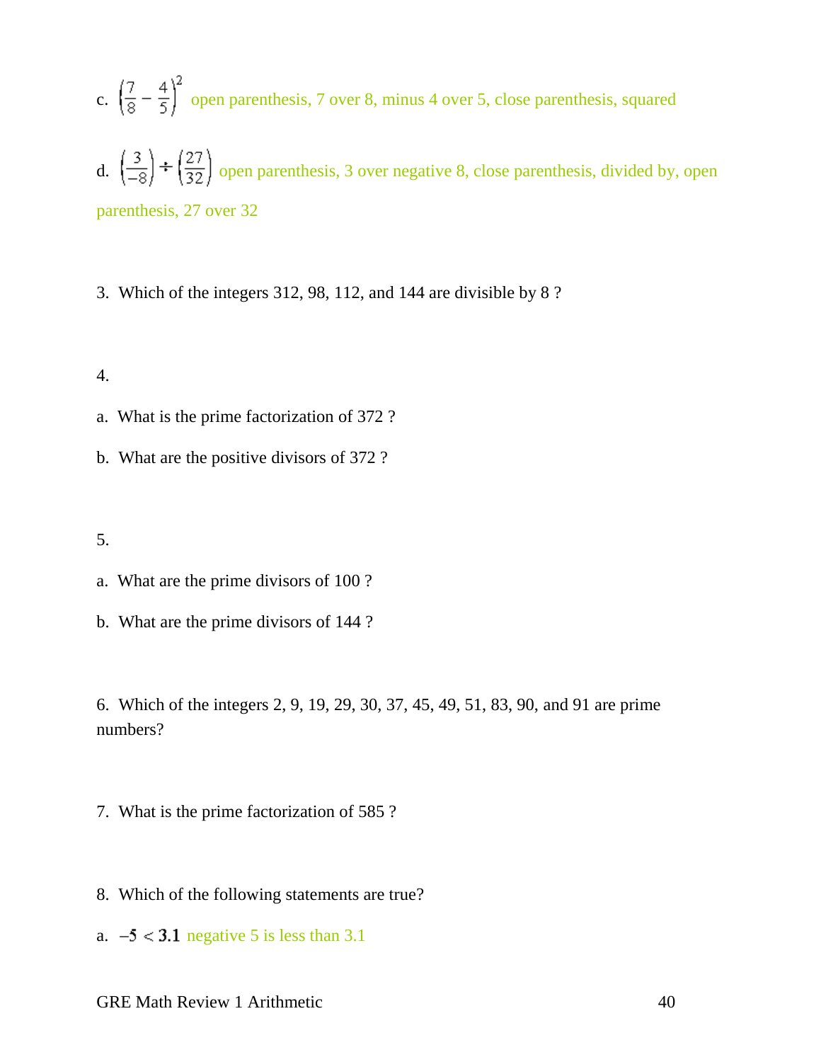c. $\left(\frac{7}{8} - \frac{4}{5}\right)^2$ open parenthesis, 7 over 8, minus 4 over 5, close parenthesis, squared

d. $\left(\frac{3}{-8}\right) \div \left(\frac{27}{32}\right)$ open parenthesis, 3 over negative 8, close parenthesis, divided by, open parenthesis, 27 over 32

3. Which of the integers 312, 98, 112, and 144 are divisible by 8 ?

4.

a. What is the prime factorization of 372 ?

b. What are the positive divisors of 372 ?

5.

a. What are the prime divisors of 100 ?

b. What are the prime divisors of 144 ?

6. Which of the integers 2, 9, 19, 29, 30, 37, 45, 49, 51, 83, 90, and 91 are prime numbers?

7. What is the prime factorization of 585 ?

8. Which of the following statements are true?

a. $-5 < 3.1$ negative 5 is less than 3.1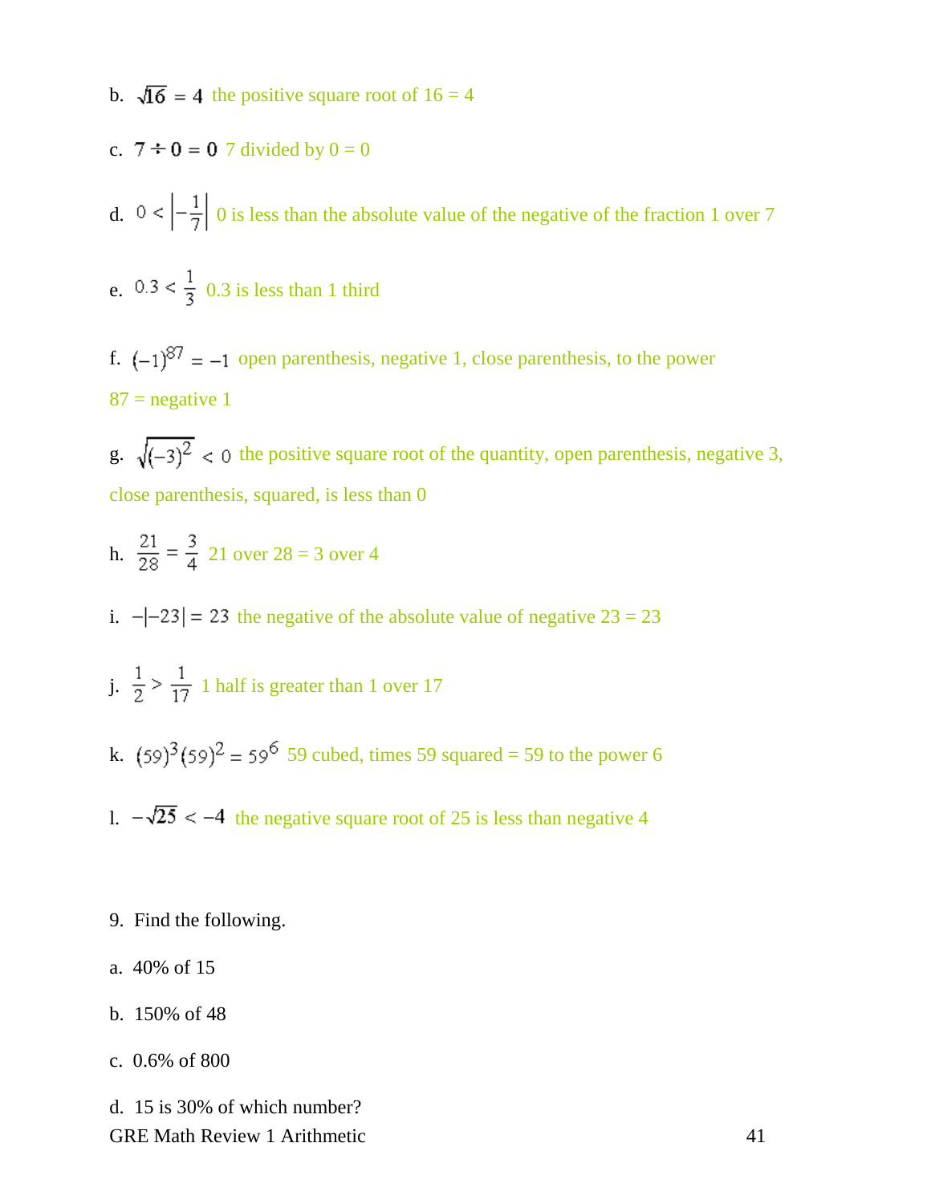b. $\sqrt{16} = 4$ the positive square root of 16 = 4

c. $7 \div 0 = 0$ 7 divided by 0 = 0

d. $0 < \left|-\frac{1}{7}\right|$ 0 is less than the absolute value of the negative of the fraction 1 over 7

e. $0.3 < \frac{1}{3}$ 0.3 is less than 1 third

f. $(-1)^{87} = -1$ open parenthesis, negative 1, close parenthesis, to the power 87 = negative 1

g. $\sqrt{(-3)^2} < 0$ the positive square root of the quantity, open parenthesis, negative 3, close parenthesis, squared, is less than 0

h. $\frac{21}{28} = \frac{3}{4}$ 21 over 28 = 3 over 4

i. $-|-23| = 23$ the negative of the absolute value of negative 23 = 23

j. $\frac{1}{2} > \frac{1}{17}$ 1 half is greater than 1 over 17

k. $(59)^3(59)^2 = 59^6$ 59 cubed, times 59 squared = 59 to the power 6

l. $-\sqrt{25} < -4$ the negative square root of 25 is less than negative 4

9. Find the following.

a. 40% of 15

b. 150% of 48

c. 0.6% of 800

d. 15 is 30% of which number?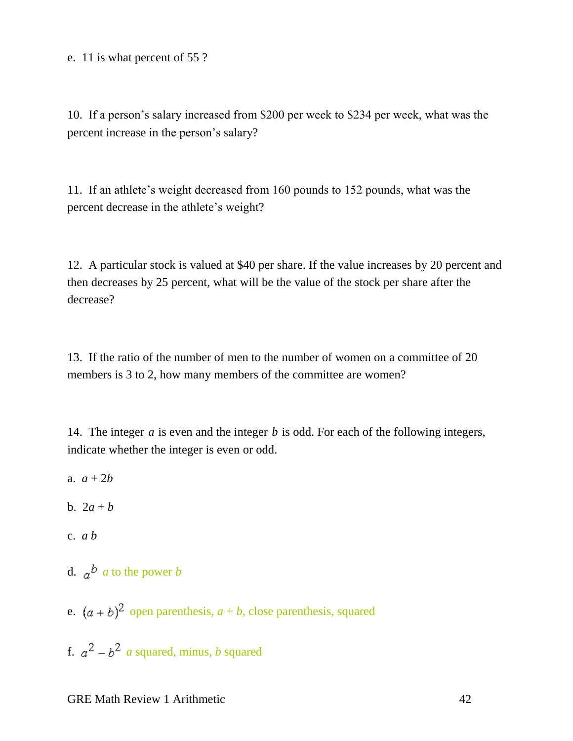e. 11 is what percent of 55 ?

10. If a person's salary increased from $200 per week to $234 per week, what was the percent increase in the person's salary?

11. If an athlete's weight decreased from 160 pounds to 152 pounds, what was the percent decrease in the athlete's weight?

12. A particular stock is valued at $40 per share. If the value increases by 20 percent and then decreases by 25 percent, what will be the value of the stock per share after the decrease?

13. If the ratio of the number of men to the number of women on a committee of 20 members is 3 to 2, how many members of the committee are women?

14. The integer $a$ is even and the integer $b$ is odd. For each of the following integers, indicate whether the integer is even or odd.

a. $a + 2b$

b. $2a + b$

c. $a\,b$

d. $a^b$ *a* to the power *b*

e. $(a + b)^2$ open parenthesis, *a* + *b*, close parenthesis, squared

f. $a^2 - b^2$ *a* squared, minus, *b* squared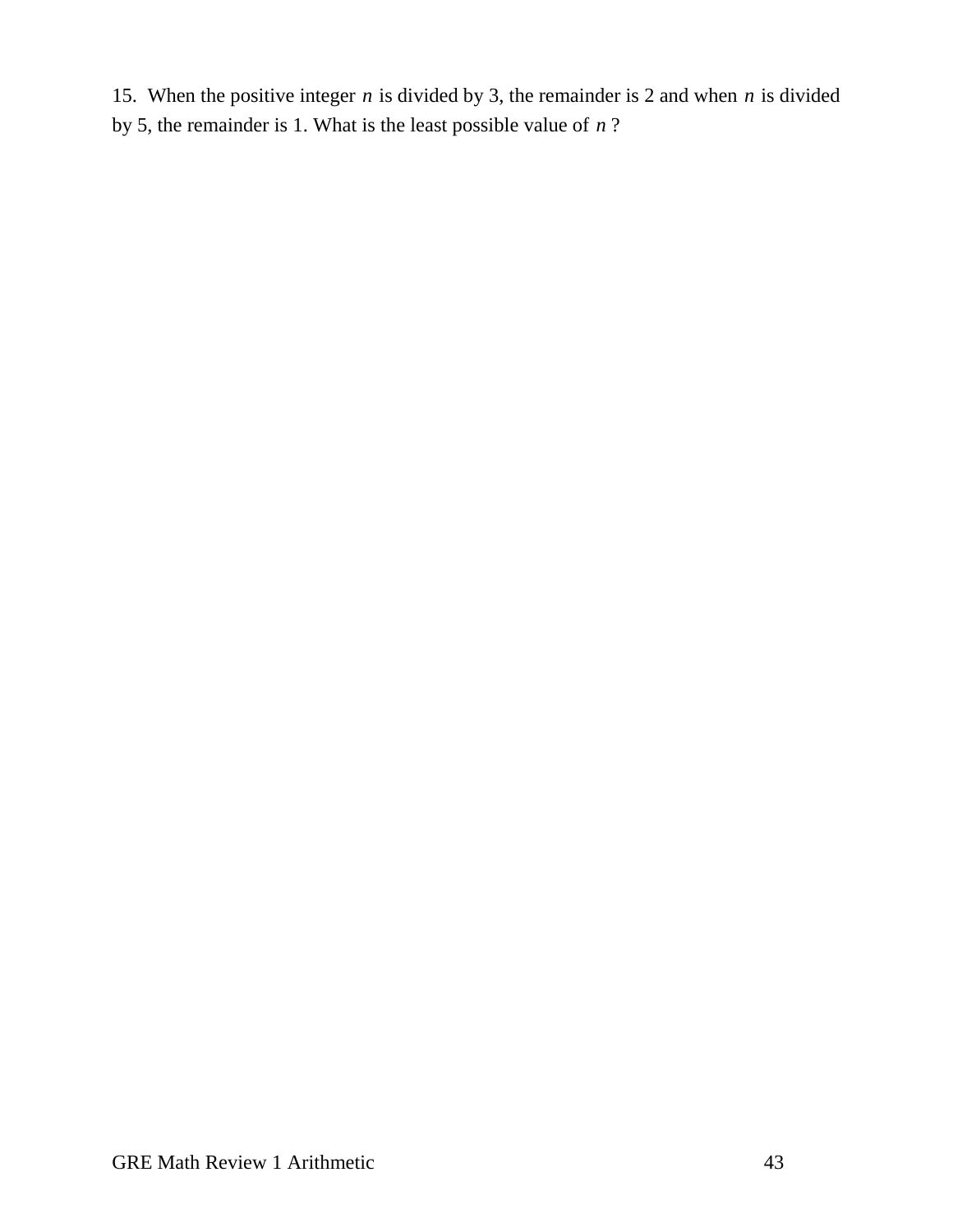15. When the positive integer $n$ is divided by 3, the remainder is 2 and when $n$ is divided by 5, the remainder is 1. What is the least possible value of $n$ ?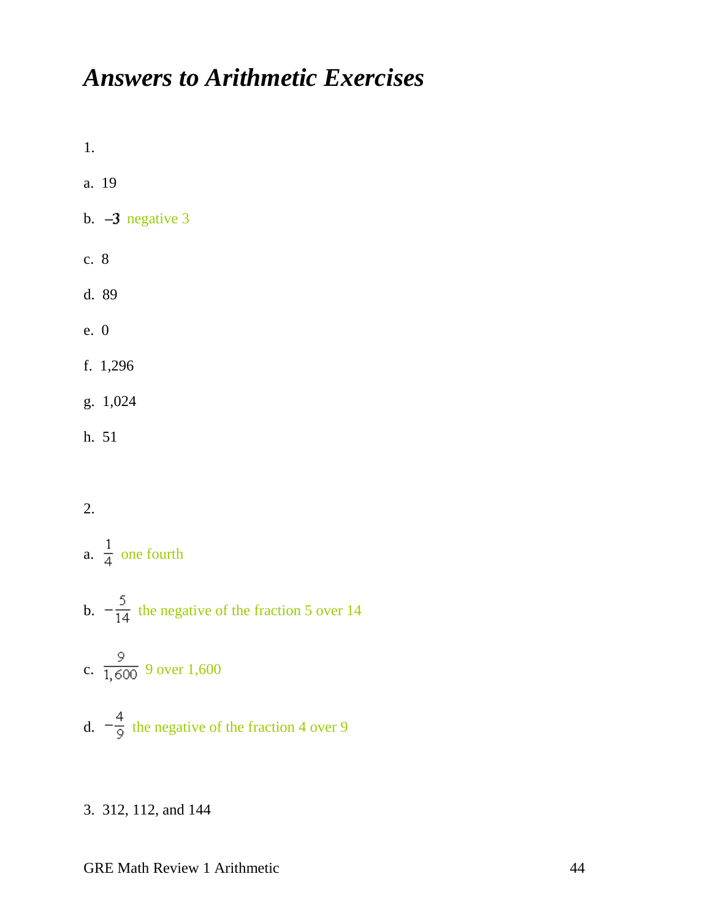# *Answers to Arithmetic Exercises*

1.

a. 19

b. **−3** negative 3

c. 8

d. 89

e. 0

f. 1,296

g. 1,024

h. 51

2.

a. $\frac{1}{4}$ one fourth

b. $-\frac{5}{14}$ the negative of the fraction 5 over 14

c. $\frac{9}{1,600}$ 9 over 1,600

d. $-\frac{4}{9}$ the negative of the fraction 4 over 9

3. 312, 112, and 144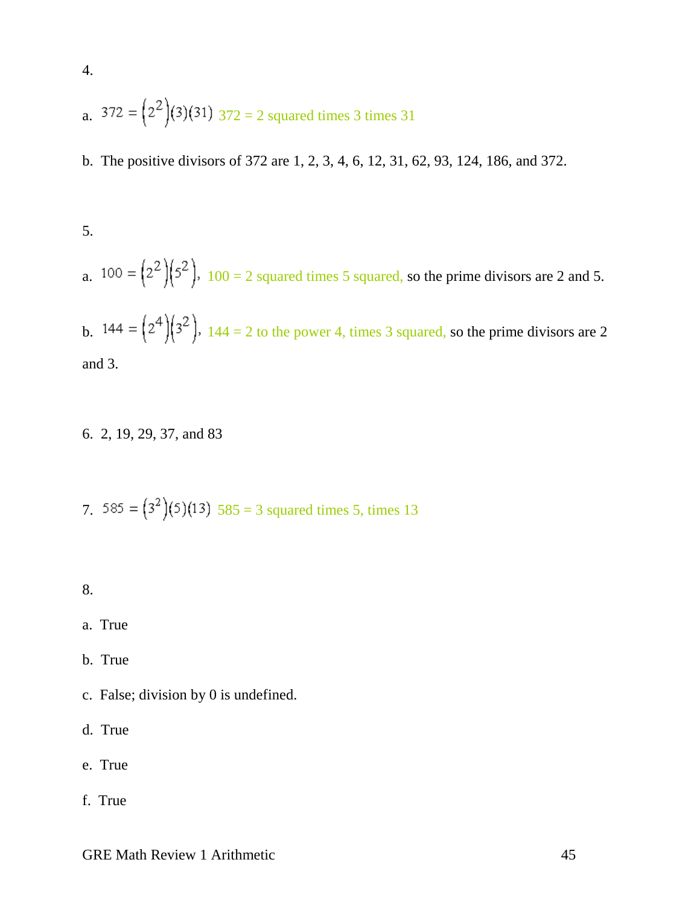4.

a. $372 = (2^2)(3)(31)$ 372 = 2 squared times 3 times 31

b. The positive divisors of 372 are 1, 2, 3, 4, 6, 12, 31, 62, 93, 124, 186, and 372.

5.

a. $100 = (2^2)(5^2)$, 100 = 2 squared times 5 squared, so the prime divisors are 2 and 5.

b. $144 = (2^4)(3^2)$, 144 = 2 to the power 4, times 3 squared, so the prime divisors are 2 and 3.

6. 2, 19, 29, 37, and 83

7. $585 = (3^2)(5)(13)$ 585 = 3 squared times 5, times 13

8.

a. True

b. True

c. False; division by 0 is undefined.

d. True

e. True

f. True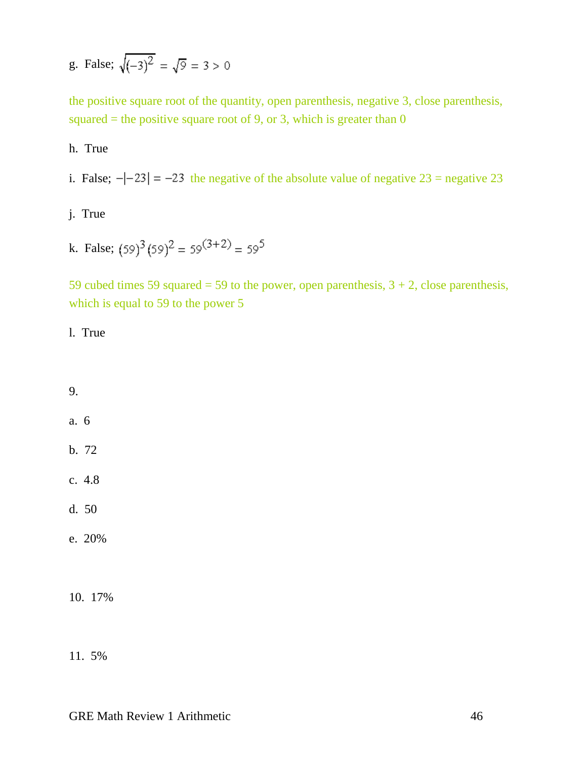g. False; $\sqrt{(-3)^2} = \sqrt{9} = 3 > 0$

the positive square root of the quantity, open parenthesis, negative 3, close parenthesis, squared = the positive square root of 9, or 3, which is greater than 0

h. True

i. False; $-|-23| = -23$ the negative of the absolute value of negative 23 = negative 23

j. True

k. False; $(59)^3(59)^2 = 59^{(3+2)} = 59^5$

59 cubed times 59 squared = 59 to the power, open parenthesis, 3 + 2, close parenthesis, which is equal to 59 to the power 5

l. True

9.

a. 6

b. 72

c. 4.8

d. 50

e. 20%

10. 17%

11. 5%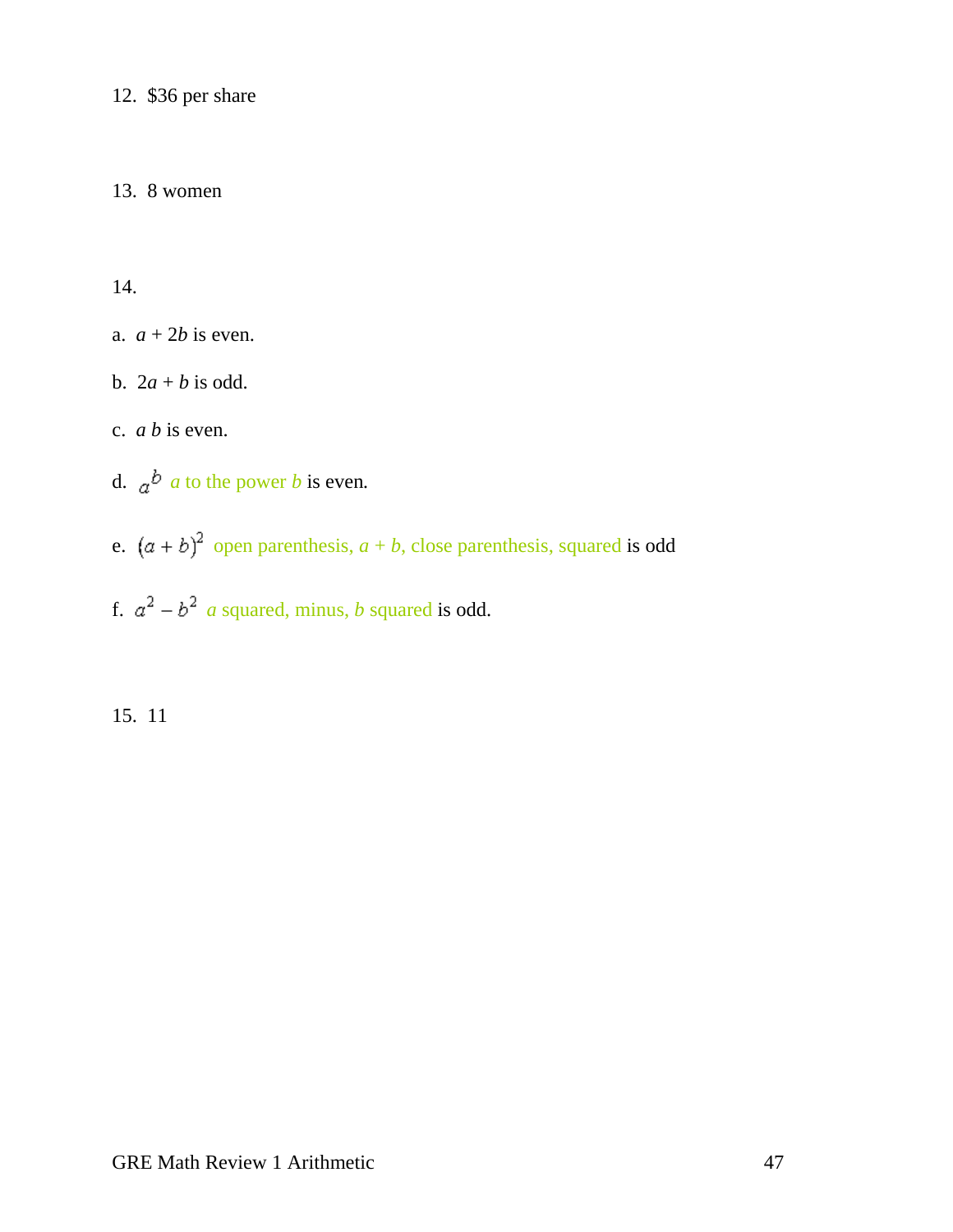12. $36 per share

13. 8 women

14.

a. $a + 2b$ is even.

b. $2a + b$ is odd.

c. $a b$ is even.

d. $a^b$ *a* to the power *b* is even.

e. $(a + b)^2$ open parenthesis, *a* + *b*, close parenthesis, squared is odd

f. $a^2 - b^2$ *a* squared, minus, *b* squared is odd.

15. 11